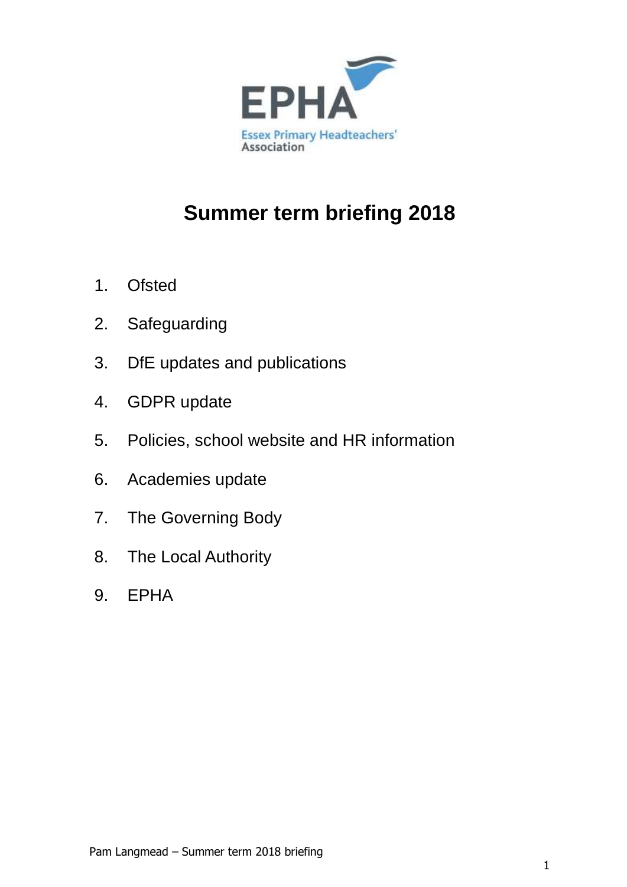EPHA

Essex Primary Headteachers' Association

# Summer term briefing 2018

1. Ofsted
2. Safeguarding
3. DfE updates and publications
4. GDPR update
5. Policies, school website and HR information
6. Academies update
7. The Governing Body
8. The Local Authority
9. EPHA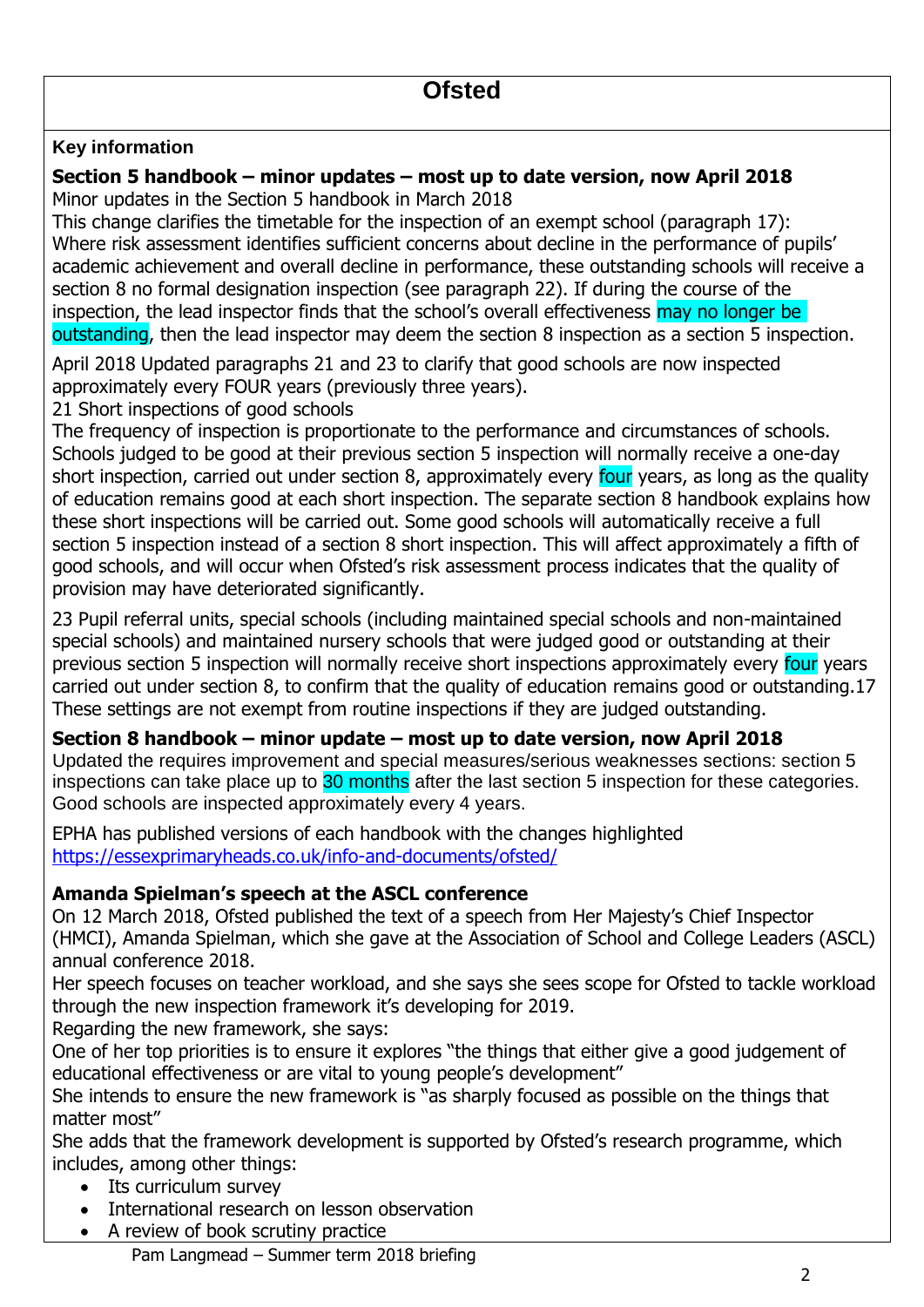# Ofsted

### Key information

**Section 5 handbook – minor updates – most up to date version, now April 2018**

Minor updates in the Section 5 handbook in March 2018

This change clarifies the timetable for the inspection of an exempt school (paragraph 17): Where risk assessment identifies sufficient concerns about decline in the performance of pupils' academic achievement and overall decline in performance, these outstanding schools will receive a section 8 no formal designation inspection (see paragraph 22). If during the course of the inspection, the lead inspector finds that the school's overall effectiveness may no longer be outstanding, then the lead inspector may deem the section 8 inspection as a section 5 inspection.

April 2018 Updated paragraphs 21 and 23 to clarify that good schools are now inspected approximately every FOUR years (previously three years).

21 Short inspections of good schools

The frequency of inspection is proportionate to the performance and circumstances of schools. Schools judged to be good at their previous section 5 inspection will normally receive a one-day short inspection, carried out under section 8, approximately every four years, as long as the quality of education remains good at each short inspection. The separate section 8 handbook explains how these short inspections will be carried out. Some good schools will automatically receive a full section 5 inspection instead of a section 8 short inspection. This will affect approximately a fifth of good schools, and will occur when Ofsted's risk assessment process indicates that the quality of provision may have deteriorated significantly.

23 Pupil referral units, special schools (including maintained special schools and non-maintained special schools) and maintained nursery schools that were judged good or outstanding at their previous section 5 inspection will normally receive short inspections approximately every four years carried out under section 8, to confirm that the quality of education remains good or outstanding.17 These settings are not exempt from routine inspections if they are judged outstanding.

**Section 8 handbook – minor update – most up to date version, now April 2018**

Updated the requires improvement and special measures/serious weaknesses sections: section 5 inspections can take place up to 30 months after the last section 5 inspection for these categories. Good schools are inspected approximately every 4 years.

EPHA has published versions of each handbook with the changes highlighted https://essexprimaryheads.co.uk/info-and-documents/ofsted/

**Amanda Spielman's speech at the ASCL conference**

On 12 March 2018, Ofsted published the text of a speech from Her Majesty's Chief Inspector (HMCI), Amanda Spielman, which she gave at the Association of School and College Leaders (ASCL) annual conference 2018.

Her speech focuses on teacher workload, and she says she sees scope for Ofsted to tackle workload through the new inspection framework it's developing for 2019.

Regarding the new framework, she says:

One of her top priorities is to ensure it explores "the things that either give a good judgement of educational effectiveness or are vital to young people's development"

She intends to ensure the new framework is "as sharply focused as possible on the things that matter most"

She adds that the framework development is supported by Ofsted's research programme, which includes, among other things:

- Its curriculum survey
- International research on lesson observation
- A review of book scrutiny practice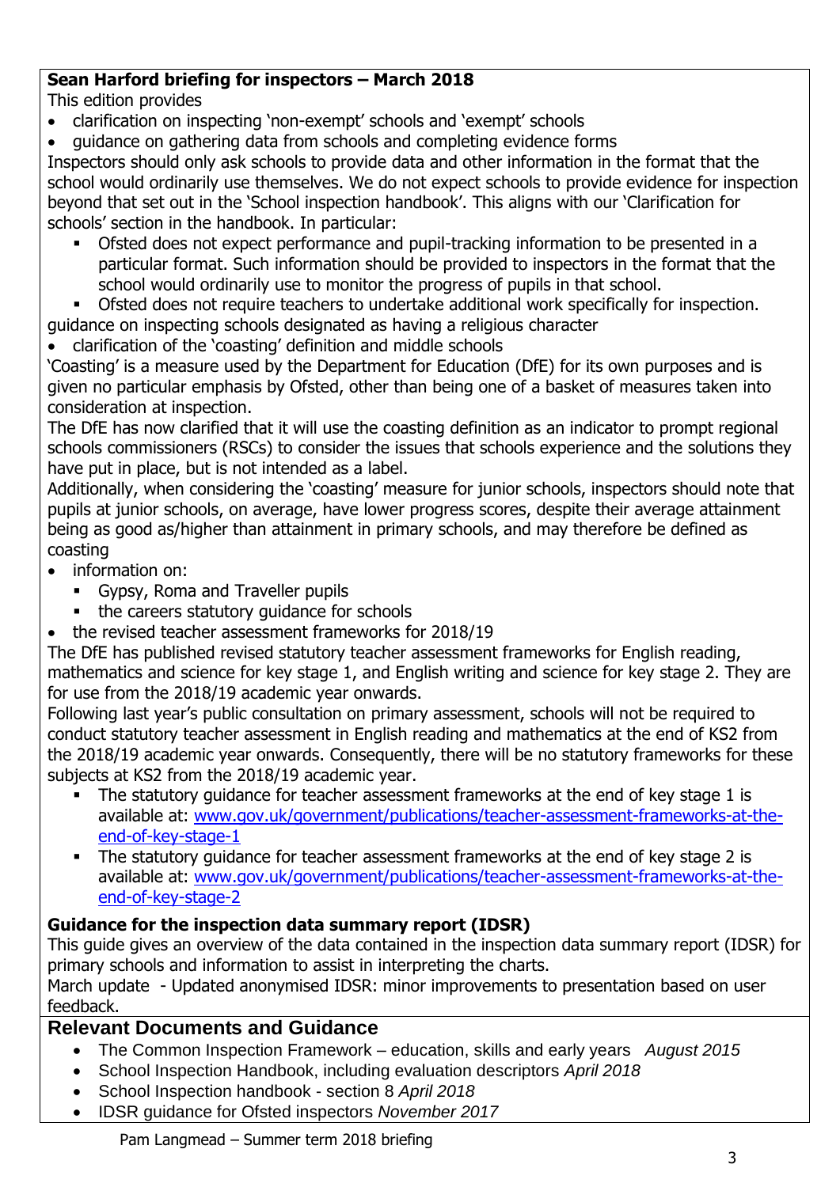**Sean Harford briefing for inspectors – March 2018**

This edition provides

- clarification on inspecting 'non-exempt' schools and 'exempt' schools
- guidance on gathering data from schools and completing evidence forms

Inspectors should only ask schools to provide data and other information in the format that the school would ordinarily use themselves. We do not expect schools to provide evidence for inspection beyond that set out in the 'School inspection handbook'. This aligns with our 'Clarification for schools' section in the handbook. In particular:

  - Ofsted does not expect performance and pupil-tracking information to be presented in a particular format. Such information should be provided to inspectors in the format that the school would ordinarily use to monitor the progress of pupils in that school.
  - Ofsted does not require teachers to undertake additional work specifically for inspection.

guidance on inspecting schools designated as having a religious character

- clarification of the 'coasting' definition and middle schools

'Coasting' is a measure used by the Department for Education (DfE) for its own purposes and is given no particular emphasis by Ofsted, other than being one of a basket of measures taken into consideration at inspection.

The DfE has now clarified that it will use the coasting definition as an indicator to prompt regional schools commissioners (RSCs) to consider the issues that schools experience and the solutions they have put in place, but is not intended as a label.

Additionally, when considering the 'coasting' measure for junior schools, inspectors should note that pupils at junior schools, on average, have lower progress scores, despite their average attainment being as good as/higher than attainment in primary schools, and may therefore be defined as coasting

- information on:
  - Gypsy, Roma and Traveller pupils
  - the careers statutory guidance for schools
- the revised teacher assessment frameworks for 2018/19

The DfE has published revised statutory teacher assessment frameworks for English reading, mathematics and science for key stage 1, and English writing and science for key stage 2. They are for use from the 2018/19 academic year onwards.

Following last year's public consultation on primary assessment, schools will not be required to conduct statutory teacher assessment in English reading and mathematics at the end of KS2 from the 2018/19 academic year onwards. Consequently, there will be no statutory frameworks for these subjects at KS2 from the 2018/19 academic year.

  - The statutory guidance for teacher assessment frameworks at the end of key stage 1 is available at: [www.gov.uk/government/publications/teacher-assessment-frameworks-at-the-end-of-key-stage-1](www.gov.uk/government/publications/teacher-assessment-frameworks-at-the-end-of-key-stage-1)
  - The statutory guidance for teacher assessment frameworks at the end of key stage 2 is available at: [www.gov.uk/government/publications/teacher-assessment-frameworks-at-the-end-of-key-stage-2](www.gov.uk/government/publications/teacher-assessment-frameworks-at-the-end-of-key-stage-2)

**Guidance for the inspection data summary report (IDSR)**

This guide gives an overview of the data contained in the inspection data summary report (IDSR) for primary schools and information to assist in interpreting the charts.

March update - Updated anonymised IDSR: minor improvements to presentation based on user feedback.

## Relevant Documents and Guidance

- The Common Inspection Framework – education, skills and early years *August 2015*
- School Inspection Handbook, including evaluation descriptors *April 2018*
- School Inspection handbook - section 8 *April 2018*
- IDSR guidance for Ofsted inspectors *November 2017*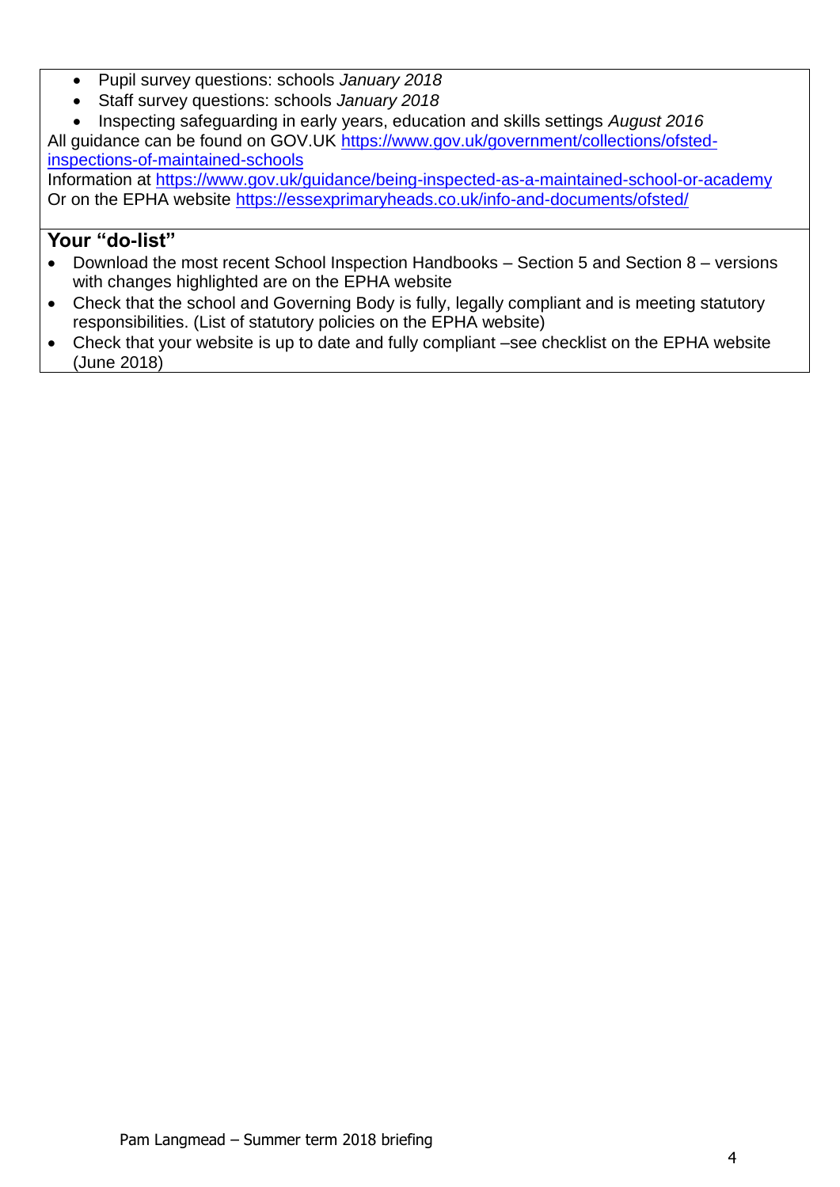- Pupil survey questions: schools *January 2018*
- Staff survey questions: schools *January 2018*
- Inspecting safeguarding in early years, education and skills settings *August 2016*

All guidance can be found on GOV.UK https://www.gov.uk/government/collections/ofsted-inspections-of-maintained-schools
Information at https://www.gov.uk/guidance/being-inspected-as-a-maintained-school-or-academy
Or on the EPHA website https://essexprimaryheads.co.uk/info-and-documents/ofsted/

## Your "do-list"

- Download the most recent School Inspection Handbooks – Section 5 and Section 8 – versions with changes highlighted are on the EPHA website
- Check that the school and Governing Body is fully, legally compliant and is meeting statutory responsibilities. (List of statutory policies on the EPHA website)
- Check that your website is up to date and fully compliant –see checklist on the EPHA website (June 2018)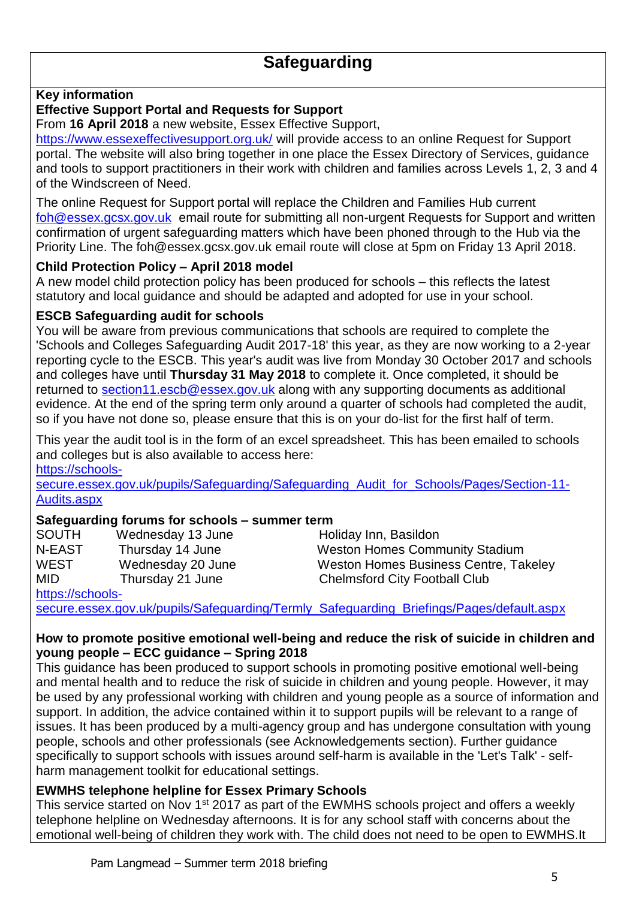# Safeguarding

**Key information**

**Effective Support Portal and Requests for Support**

From **16 April 2018** a new website, Essex Effective Support, https://www.essexeffectivesupport.org.uk/ will provide access to an online Request for Support portal. The website will also bring together in one place the Essex Directory of Services, guidance and tools to support practitioners in their work with children and families across Levels 1, 2, 3 and 4 of the Windscreen of Need.

The online Request for Support portal will replace the Children and Families Hub current foh@essex.gcsx.gov.uk email route for submitting all non-urgent Requests for Support and written confirmation of urgent safeguarding matters which have been phoned through to the Hub via the Priority Line. The foh@essex.gcsx.gov.uk email route will close at 5pm on Friday 13 April 2018.

**Child Protection Policy – April 2018 model**

A new model child protection policy has been produced for schools – this reflects the latest statutory and local guidance and should be adapted and adopted for use in your school.

**ESCB Safeguarding audit for schools**

You will be aware from previous communications that schools are required to complete the 'Schools and Colleges Safeguarding Audit 2017-18' this year, as they are now working to a 2-year reporting cycle to the ESCB. This year's audit was live from Monday 30 October 2017 and schools and colleges have until **Thursday 31 May 2018** to complete it. Once completed, it should be returned to section11.escb@essex.gov.uk along with any supporting documents as additional evidence. At the end of the spring term only around a quarter of schools had completed the audit, so if you have not done so, please ensure that this is on your do-list for the first half of term.

This year the audit tool is in the form of an excel spreadsheet. This has been emailed to schools and colleges but is also available to access here:
https://schools-secure.essex.gov.uk/pupils/Safeguarding/Safeguarding_Audit_for_Schools/Pages/Section-11-Audits.aspx

**Safeguarding forums for schools – summer term**

| | | |
|---|---|---|
| SOUTH | Wednesday 13 June | Holiday Inn, Basildon |
| N-EAST | Thursday 14 June | Weston Homes Community Stadium |
| WEST | Wednesday 20 June | Weston Homes Business Centre, Takeley |
| MID | Thursday 21 June | Chelmsford City Football Club |

https://schools-secure.essex.gov.uk/pupils/Safeguarding/Termly_Safeguarding_Briefings/Pages/default.aspx

**How to promote positive emotional well-being and reduce the risk of suicide in children and young people – ECC guidance – Spring 2018**

This guidance has been produced to support schools in promoting positive emotional well-being and mental health and to reduce the risk of suicide in children and young people. However, it may be used by any professional working with children and young people as a source of information and support. In addition, the advice contained within it to support pupils will be relevant to a range of issues. It has been produced by a multi-agency group and has undergone consultation with young people, schools and other professionals (see Acknowledgements section). Further guidance specifically to support schools with issues around self-harm is available in the 'Let's Talk' - self-harm management toolkit for educational settings.

**EWMHS telephone helpline for Essex Primary Schools**

This service started on Nov 1st 2017 as part of the EWMHS schools project and offers a weekly telephone helpline on Wednesday afternoons. It is for any school staff with concerns about the emotional well-being of children they work with. The child does not need to be open to EWMHS.It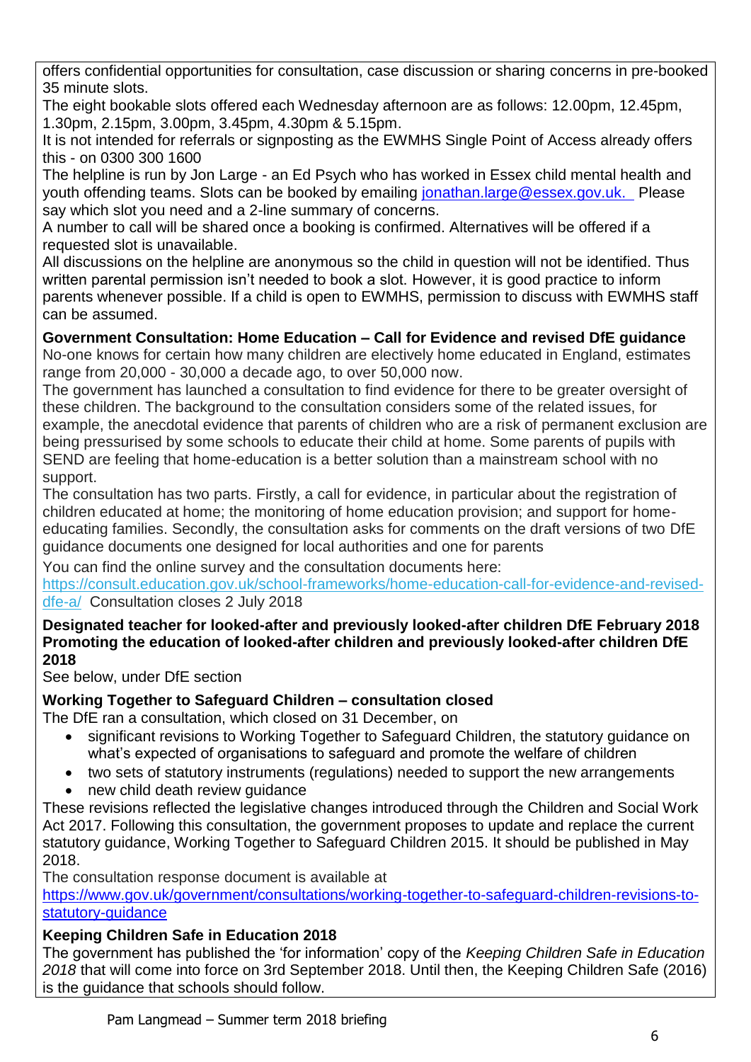offers confidential opportunities for consultation, case discussion or sharing concerns in pre-booked 35 minute slots.

The eight bookable slots offered each Wednesday afternoon are as follows: 12.00pm, 12.45pm, 1.30pm, 2.15pm, 3.00pm, 3.45pm, 4.30pm & 5.15pm.

It is not intended for referrals or signposting as the EWMHS Single Point of Access already offers this - on 0300 300 1600

The helpline is run by Jon Large - an Ed Psych who has worked in Essex child mental health and youth offending teams. Slots can be booked by emailing [jonathan.large@essex.gov.uk.](mailto:jonathan.large@essex.gov.uk) Please say which slot you need and a 2-line summary of concerns.

A number to call will be shared once a booking is confirmed. Alternatives will be offered if a requested slot is unavailable.

All discussions on the helpline are anonymous so the child in question will not be identified. Thus written parental permission isn't needed to book a slot. However, it is good practice to inform parents whenever possible. If a child is open to EWMHS, permission to discuss with EWMHS staff can be assumed.

**Government Consultation: Home Education – Call for Evidence and revised DfE guidance**

No-one knows for certain how many children are electively home educated in England, estimates range from 20,000 - 30,000 a decade ago, to over 50,000 now.

The government has launched a consultation to find evidence for there to be greater oversight of these children. The background to the consultation considers some of the related issues, for example, the anecdotal evidence that parents of children who are a risk of permanent exclusion are being pressurised by some schools to educate their child at home. Some parents of pupils with SEND are feeling that home-education is a better solution than a mainstream school with no support.

The consultation has two parts. Firstly, a call for evidence, in particular about the registration of children educated at home; the monitoring of home education provision; and support for home-educating families. Secondly, the consultation asks for comments on the draft versions of two DfE guidance documents one designed for local authorities and one for parents

You can find the online survey and the consultation documents here:
[https://consult.education.gov.uk/school-frameworks/home-education-call-for-evidence-and-revised-dfe-a/](https://consult.education.gov.uk/school-frameworks/home-education-call-for-evidence-and-revised-dfe-a/) Consultation closes 2 July 2018

**Designated teacher for looked-after and previously looked-after children DfE February 2018**
**Promoting the education of looked-after children and previously looked-after children DfE 2018**

See below, under DfE section

**Working Together to Safeguard Children – consultation closed**

The DfE ran a consultation, which closed on 31 December, on

- significant revisions to Working Together to Safeguard Children, the statutory guidance on what's expected of organisations to safeguard and promote the welfare of children
- two sets of statutory instruments (regulations) needed to support the new arrangements
- new child death review guidance

These revisions reflected the legislative changes introduced through the Children and Social Work Act 2017. Following this consultation, the government proposes to update and replace the current statutory guidance, Working Together to Safeguard Children 2015. It should be published in May 2018.

The consultation response document is available at
[https://www.gov.uk/government/consultations/working-together-to-safeguard-children-revisions-to-statutory-guidance](https://www.gov.uk/government/consultations/working-together-to-safeguard-children-revisions-to-statutory-guidance)

**Keeping Children Safe in Education 2018**

The government has published the 'for information' copy of the *Keeping Children Safe in Education 2018* that will come into force on 3rd September 2018. Until then, the Keeping Children Safe (2016) is the guidance that schools should follow.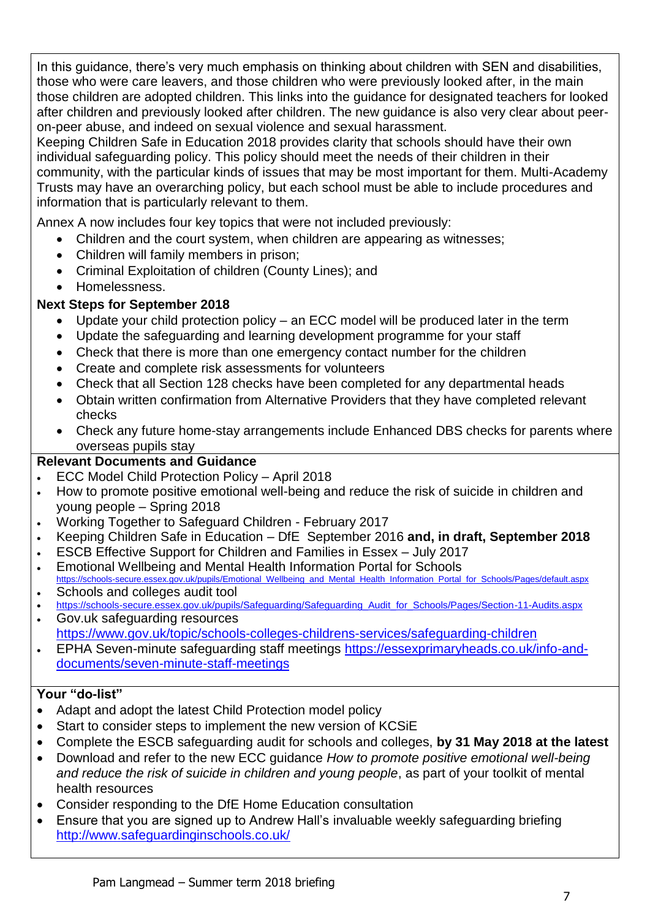In this guidance, there's very much emphasis on thinking about children with SEN and disabilities, those who were care leavers, and those children who were previously looked after, in the main those children are adopted children. This links into the guidance for designated teachers for looked after children and previously looked after children. The new guidance is also very clear about peer-on-peer abuse, and indeed on sexual violence and sexual harassment.

Keeping Children Safe in Education 2018 provides clarity that schools should have their own individual safeguarding policy. This policy should meet the needs of their children in their community, with the particular kinds of issues that may be most important for them. Multi-Academy Trusts may have an overarching policy, but each school must be able to include procedures and information that is particularly relevant to them.

Annex A now includes four key topics that were not included previously:

- Children and the court system, when children are appearing as witnesses;
- Children will family members in prison;
- Criminal Exploitation of children (County Lines); and
- Homelessness.

**Next Steps for September 2018**

- Update your child protection policy – an ECC model will be produced later in the term
- Update the safeguarding and learning development programme for your staff
- Check that there is more than one emergency contact number for the children
- Create and complete risk assessments for volunteers
- Check that all Section 128 checks have been completed for any departmental heads
- Obtain written confirmation from Alternative Providers that they have completed relevant checks
- Check any future home-stay arrangements include Enhanced DBS checks for parents where overseas pupils stay

**Relevant Documents and Guidance**

- ECC Model Child Protection Policy – April 2018
- How to promote positive emotional well-being and reduce the risk of suicide in children and young people – Spring 2018
- Working Together to Safeguard Children - February 2017
- Keeping Children Safe in Education – DfE September 2016 **and, in draft, September 2018**
- ESCB Effective Support for Children and Families in Essex – July 2017
- Emotional Wellbeing and Mental Health Information Portal for Schools https://schools-secure.essex.gov.uk/pupils/Emotional_Wellbeing_and_Mental_Health_Information_Portal_for_Schools/Pages/default.aspx
- Schools and colleges audit tool
- https://schools-secure.essex.gov.uk/pupils/Safeguarding/Safeguarding_Audit_for_Schools/Pages/Section-11-Audits.aspx
- Gov.uk safeguarding resources https://www.gov.uk/topic/schools-colleges-childrens-services/safeguarding-children
- EPHA Seven-minute safeguarding staff meetings https://essexprimaryheads.co.uk/info-and-documents/seven-minute-staff-meetings

**Your "do-list"**

- Adapt and adopt the latest Child Protection model policy
- Start to consider steps to implement the new version of KCSiE
- Complete the ESCB safeguarding audit for schools and colleges, **by 31 May 2018 at the latest**
- Download and refer to the new ECC guidance *How to promote positive emotional well-being and reduce the risk of suicide in children and young people*, as part of your toolkit of mental health resources
- Consider responding to the DfE Home Education consultation
- Ensure that you are signed up to Andrew Hall's invaluable weekly safeguarding briefing http://www.safeguardinginschools.co.uk/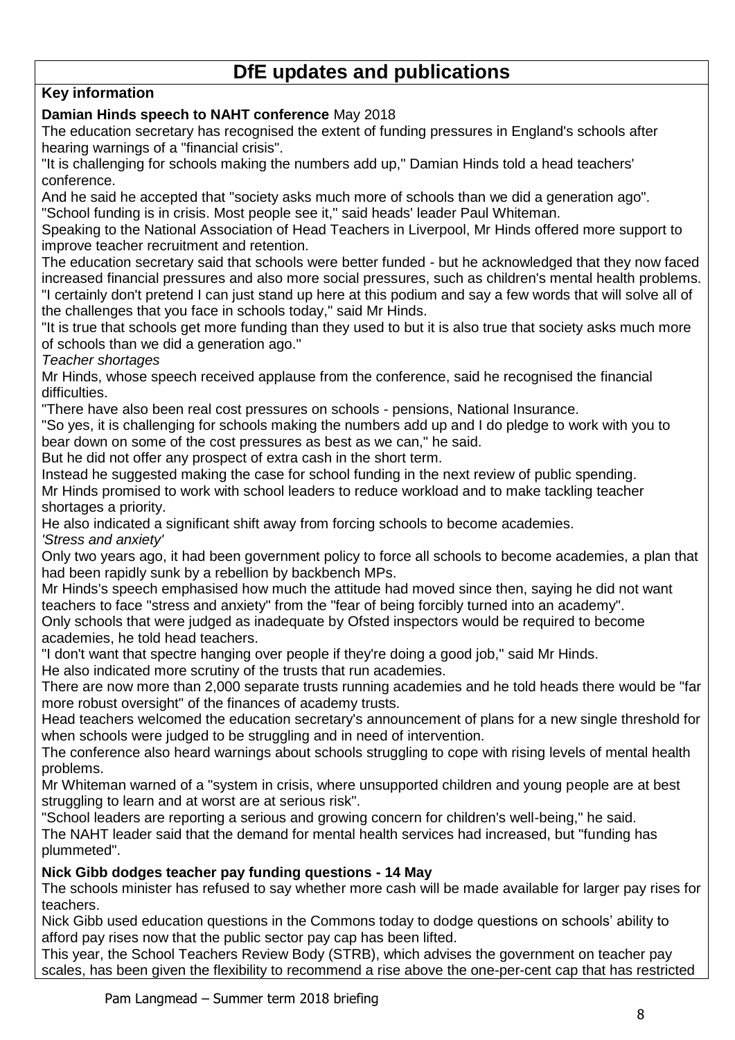# DfE updates and publications

## Key information

**Damian Hinds speech to NAHT conference** May 2018

The education secretary has recognised the extent of funding pressures in England's schools after hearing warnings of a "financial crisis".

"It is challenging for schools making the numbers add up," Damian Hinds told a head teachers' conference.

And he said he accepted that "society asks much more of schools than we did a generation ago".

"School funding is in crisis. Most people see it," said heads' leader Paul Whiteman.

Speaking to the National Association of Head Teachers in Liverpool, Mr Hinds offered more support to improve teacher recruitment and retention.

The education secretary said that schools were better funded - but he acknowledged that they now faced increased financial pressures and also more social pressures, such as children's mental health problems.

"I certainly don't pretend I can just stand up here at this podium and say a few words that will solve all of the challenges that you face in schools today," said Mr Hinds.

"It is true that schools get more funding than they used to but it is also true that society asks much more of schools than we did a generation ago."

*Teacher shortages*

Mr Hinds, whose speech received applause from the conference, said he recognised the financial difficulties.

"There have also been real cost pressures on schools - pensions, National Insurance.

"So yes, it is challenging for schools making the numbers add up and I do pledge to work with you to bear down on some of the cost pressures as best as we can," he said.

But he did not offer any prospect of extra cash in the short term.

Instead he suggested making the case for school funding in the next review of public spending.

Mr Hinds promised to work with school leaders to reduce workload and to make tackling teacher shortages a priority.

He also indicated a significant shift away from forcing schools to become academies.

*'Stress and anxiety'*

Only two years ago, it had been government policy to force all schools to become academies, a plan that had been rapidly sunk by a rebellion by backbench MPs.

Mr Hinds's speech emphasised how much the attitude had moved since then, saying he did not want teachers to face "stress and anxiety" from the "fear of being forcibly turned into an academy".

Only schools that were judged as inadequate by Ofsted inspectors would be required to become academies, he told head teachers.

"I don't want that spectre hanging over people if they're doing a good job," said Mr Hinds.

He also indicated more scrutiny of the trusts that run academies.

There are now more than 2,000 separate trusts running academies and he told heads there would be "far more robust oversight" of the finances of academy trusts.

Head teachers welcomed the education secretary's announcement of plans for a new single threshold for when schools were judged to be struggling and in need of intervention.

The conference also heard warnings about schools struggling to cope with rising levels of mental health problems.

Mr Whiteman warned of a "system in crisis, where unsupported children and young people are at best struggling to learn and at worst are at serious risk".

"School leaders are reporting a serious and growing concern for children's well-being," he said.

The NAHT leader said that the demand for mental health services had increased, but "funding has plummeted".

**Nick Gibb dodges teacher pay funding questions - 14 May**

The schools minister has refused to say whether more cash will be made available for larger pay rises for teachers.

Nick Gibb used education questions in the Commons today to dodge questions on schools' ability to afford pay rises now that the public sector pay cap has been lifted.

This year, the School Teachers Review Body (STRB), which advises the government on teacher pay scales, has been given the flexibility to recommend a rise above the one-per-cent cap that has restricted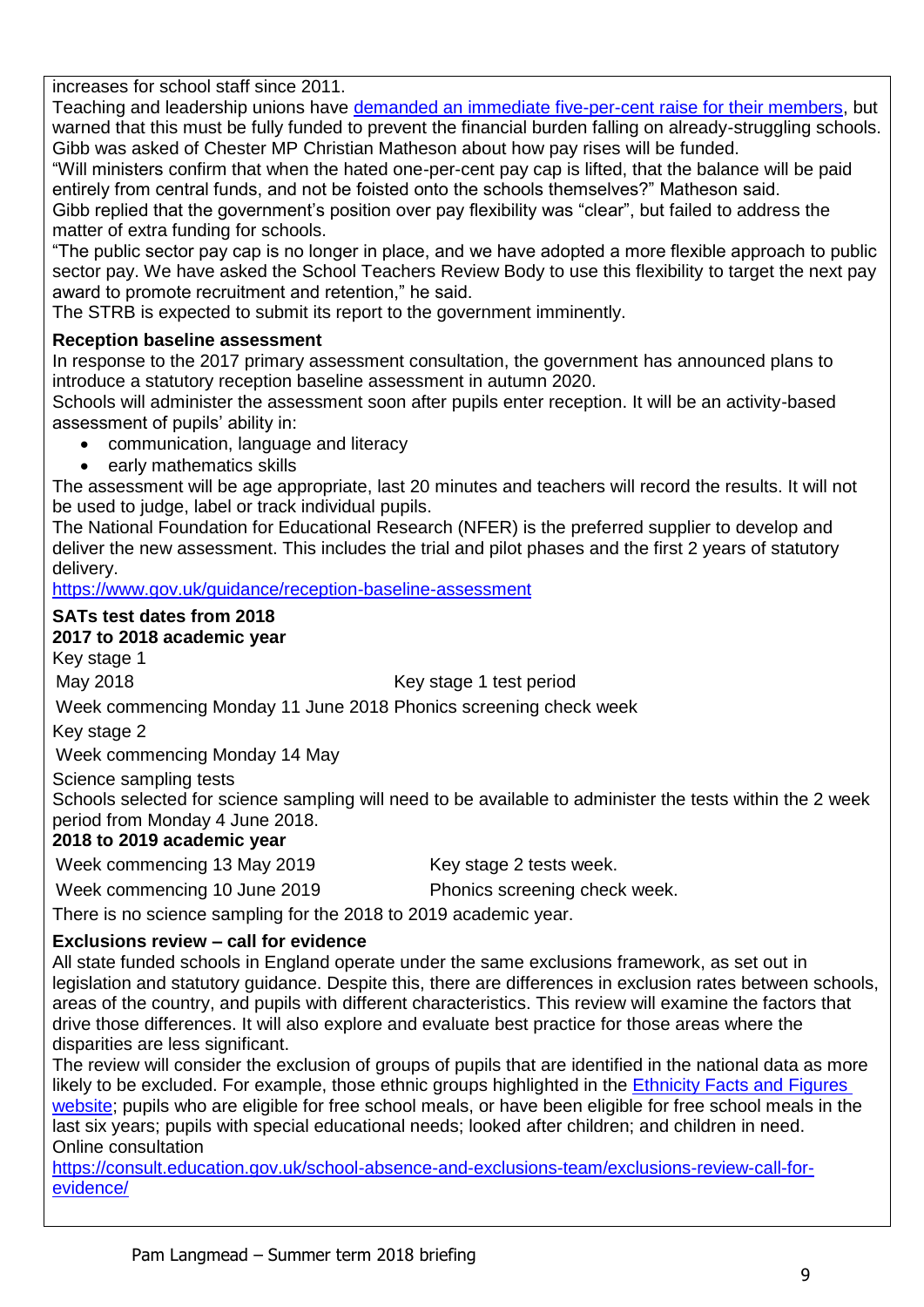increases for school staff since 2011.

Teaching and leadership unions have [demanded an immediate five-per-cent raise for their members](), but warned that this must be fully funded to prevent the financial burden falling on already-struggling schools.

Gibb was asked of Chester MP Christian Matheson about how pay rises will be funded.

"Will ministers confirm that when the hated one-per-cent pay cap is lifted, that the balance will be paid entirely from central funds, and not be foisted onto the schools themselves?" Matheson said.

Gibb replied that the government's position over pay flexibility was "clear", but failed to address the matter of extra funding for schools.

"The public sector pay cap is no longer in place, and we have adopted a more flexible approach to public sector pay. We have asked the School Teachers Review Body to use this flexibility to target the next pay award to promote recruitment and retention," he said.

The STRB is expected to submit its report to the government imminently.

**Reception baseline assessment**

In response to the 2017 primary assessment consultation, the government has announced plans to introduce a statutory reception baseline assessment in autumn 2020.

Schools will administer the assessment soon after pupils enter reception. It will be an activity-based assessment of pupils' ability in:

- communication, language and literacy
- early mathematics skills

The assessment will be age appropriate, last 20 minutes and teachers will record the results. It will not be used to judge, label or track individual pupils.

The National Foundation for Educational Research (NFER) is the preferred supplier to develop and deliver the new assessment. This includes the trial and pilot phases and the first 2 years of statutory delivery.

https://www.gov.uk/guidance/reception-baseline-assessment

**SATs test dates from 2018**

**2017 to 2018 academic year**

Key stage 1

| | |
|---|---|
| May 2018 | Key stage 1 test period |
| Week commencing Monday 11 June 2018 | Phonics screening check week |

Key stage 2

Week commencing Monday 14 May

Science sampling tests

Schools selected for science sampling will need to be available to administer the tests within the 2 week period from Monday 4 June 2018.

**2018 to 2019 academic year**

| | |
|---|---|
| Week commencing 13 May 2019 | Key stage 2 tests week. |
| Week commencing 10 June 2019 | Phonics screening check week. |

There is no science sampling for the 2018 to 2019 academic year.

**Exclusions review – call for evidence**

All state funded schools in England operate under the same exclusions framework, as set out in legislation and statutory guidance. Despite this, there are differences in exclusion rates between schools, areas of the country, and pupils with different characteristics. This review will examine the factors that drive those differences. It will also explore and evaluate best practice for those areas where the disparities are less significant.

The review will consider the exclusion of groups of pupils that are identified in the national data as more likely to be excluded. For example, those ethnic groups highlighted in the [Ethnicity Facts and Figures website](); pupils who are eligible for free school meals, or have been eligible for free school meals in the last six years; pupils with special educational needs; looked after children; and children in need.

Online consultation

https://consult.education.gov.uk/school-absence-and-exclusions-team/exclusions-review-call-for-evidence/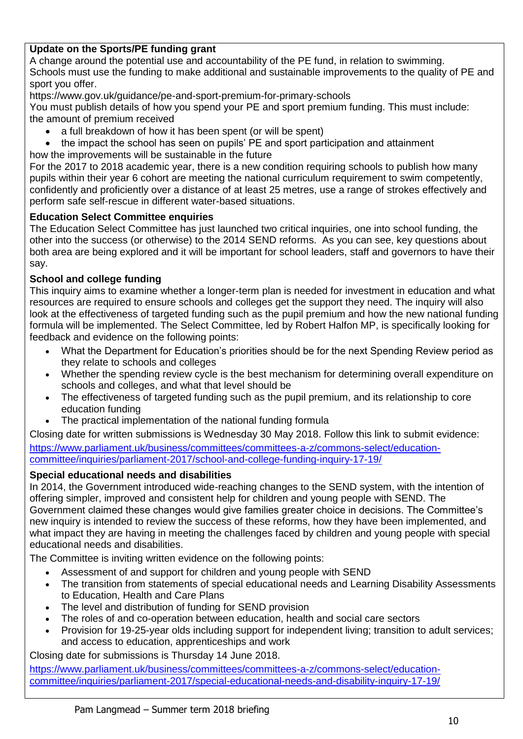**Update on the Sports/PE funding grant**

A change around the potential use and accountability of the PE fund, in relation to swimming.

Schools must use the funding to make additional and sustainable improvements to the quality of PE and sport you offer.

https://www.gov.uk/guidance/pe-and-sport-premium-for-primary-schools

You must publish details of how you spend your PE and sport premium funding. This must include:

the amount of premium received

- a full breakdown of how it has been spent (or will be spent)
- the impact the school has seen on pupils' PE and sport participation and attainment

how the improvements will be sustainable in the future

For the 2017 to 2018 academic year, there is a new condition requiring schools to publish how many pupils within their year 6 cohort are meeting the national curriculum requirement to swim competently, confidently and proficiently over a distance of at least 25 metres, use a range of strokes effectively and perform safe self-rescue in different water-based situations.

**Education Select Committee enquiries**

The Education Select Committee has just launched two critical inquiries, one into school funding, the other into the success (or otherwise) to the 2014 SEND reforms. As you can see, key questions about both area are being explored and it will be important for school leaders, staff and governors to have their say.

**School and college funding**

This inquiry aims to examine whether a longer-term plan is needed for investment in education and what resources are required to ensure schools and colleges get the support they need. The inquiry will also look at the effectiveness of targeted funding such as the pupil premium and how the new national funding formula will be implemented. The Select Committee, led by Robert Halfon MP, is specifically looking for feedback and evidence on the following points:

- What the Department for Education's priorities should be for the next Spending Review period as they relate to schools and colleges
- Whether the spending review cycle is the best mechanism for determining overall expenditure on schools and colleges, and what that level should be
- The effectiveness of targeted funding such as the pupil premium, and its relationship to core education funding
- The practical implementation of the national funding formula

Closing date for written submissions is Wednesday 30 May 2018. Follow this link to submit evidence:

https://www.parliament.uk/business/committees/committees-a-z/commons-select/education-committee/inquiries/parliament-2017/school-and-college-funding-inquiry-17-19/

**Special educational needs and disabilities**

In 2014, the Government introduced wide-reaching changes to the SEND system, with the intention of offering simpler, improved and consistent help for children and young people with SEND. The Government claimed these changes would give families greater choice in decisions. The Committee's new inquiry is intended to review the success of these reforms, how they have been implemented, and what impact they are having in meeting the challenges faced by children and young people with special educational needs and disabilities.

The Committee is inviting written evidence on the following points:

- Assessment of and support for children and young people with SEND
- The transition from statements of special educational needs and Learning Disability Assessments to Education, Health and Care Plans
- The level and distribution of funding for SEND provision
- The roles of and co-operation between education, health and social care sectors
- Provision for 19-25-year olds including support for independent living; transition to adult services; and access to education, apprenticeships and work

Closing date for submissions is Thursday 14 June 2018.

https://www.parliament.uk/business/committees/committees-a-z/commons-select/education-committee/inquiries/parliament-2017/special-educational-needs-and-disability-inquiry-17-19/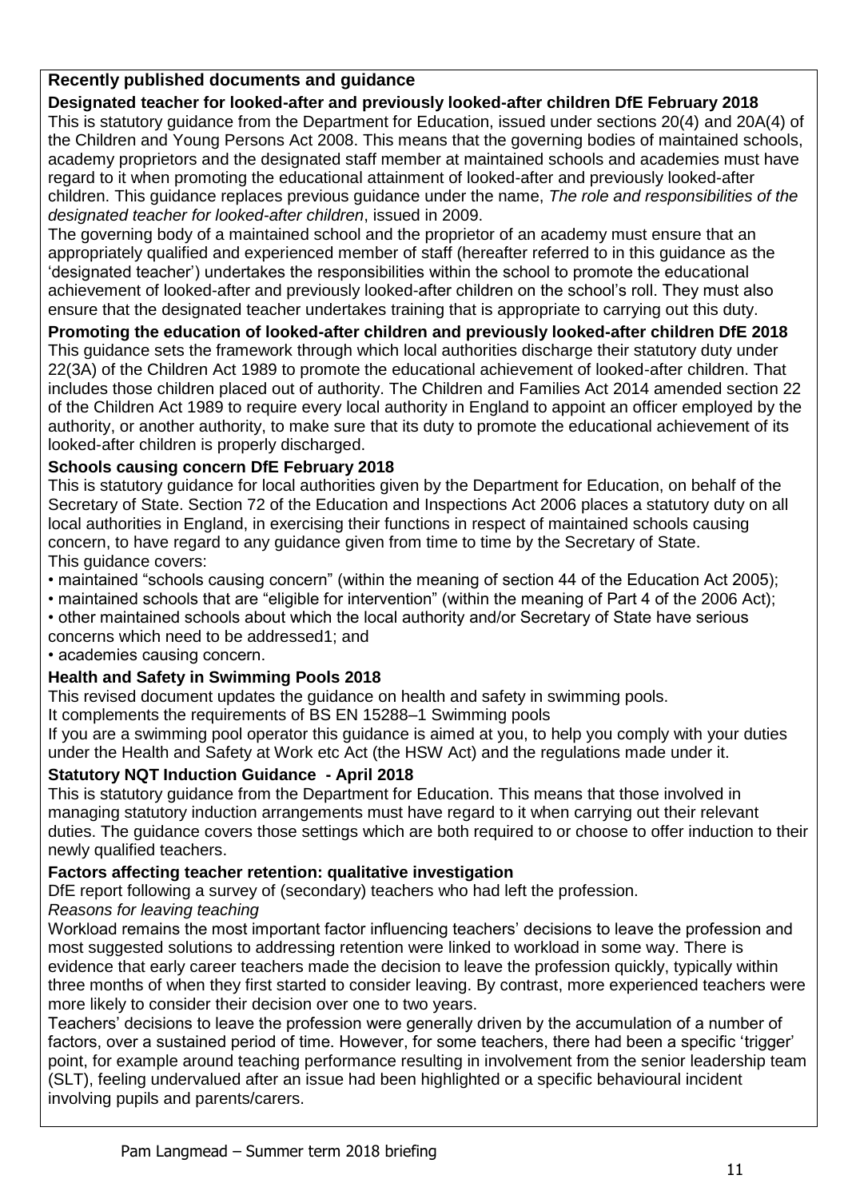## Recently published documents and guidance

### Designated teacher for looked-after and previously looked-after children DfE February 2018

This is statutory guidance from the Department for Education, issued under sections 20(4) and 20A(4) of the Children and Young Persons Act 2008. This means that the governing bodies of maintained schools, academy proprietors and the designated staff member at maintained schools and academies must have regard to it when promoting the educational attainment of looked-after and previously looked-after children. This guidance replaces previous guidance under the name, *The role and responsibilities of the designated teacher for looked-after children*, issued in 2009.

The governing body of a maintained school and the proprietor of an academy must ensure that an appropriately qualified and experienced member of staff (hereafter referred to in this guidance as the 'designated teacher') undertakes the responsibilities within the school to promote the educational achievement of looked-after and previously looked-after children on the school's roll. They must also ensure that the designated teacher undertakes training that is appropriate to carrying out this duty.

### Promoting the education of looked-after children and previously looked-after children DfE 2018

This guidance sets the framework through which local authorities discharge their statutory duty under 22(3A) of the Children Act 1989 to promote the educational achievement of looked-after children. That includes those children placed out of authority. The Children and Families Act 2014 amended section 22 of the Children Act 1989 to require every local authority in England to appoint an officer employed by the authority, or another authority, to make sure that its duty to promote the educational achievement of its looked-after children is properly discharged.

### Schools causing concern DfE February 2018

This is statutory guidance for local authorities given by the Department for Education, on behalf of the Secretary of State. Section 72 of the Education and Inspections Act 2006 places a statutory duty on all local authorities in England, in exercising their functions in respect of maintained schools causing concern, to have regard to any guidance given from time to time by the Secretary of State.
This guidance covers:

- maintained "schools causing concern" (within the meaning of section 44 of the Education Act 2005);
- maintained schools that are "eligible for intervention" (within the meaning of Part 4 of the 2006 Act);
- other maintained schools about which the local authority and/or Secretary of State have serious concerns which need to be addressed1; and
- academies causing concern.

### Health and Safety in Swimming Pools 2018

This revised document updates the guidance on health and safety in swimming pools.
It complements the requirements of BS EN 15288–1 Swimming pools
If you are a swimming pool operator this guidance is aimed at you, to help you comply with your duties under the Health and Safety at Work etc Act (the HSW Act) and the regulations made under it.

### Statutory NQT Induction Guidance - April 2018

This is statutory guidance from the Department for Education. This means that those involved in managing statutory induction arrangements must have regard to it when carrying out their relevant duties. The guidance covers those settings which are both required to or choose to offer induction to their newly qualified teachers.

### Factors affecting teacher retention: qualitative investigation

DfE report following a survey of (secondary) teachers who had left the profession.

*Reasons for leaving teaching*

Workload remains the most important factor influencing teachers' decisions to leave the profession and most suggested solutions to addressing retention were linked to workload in some way. There is evidence that early career teachers made the decision to leave the profession quickly, typically within three months of when they first started to consider leaving. By contrast, more experienced teachers were more likely to consider their decision over one to two years.

Teachers' decisions to leave the profession were generally driven by the accumulation of a number of factors, over a sustained period of time. However, for some teachers, there had been a specific 'trigger' point, for example around teaching performance resulting in involvement from the senior leadership team (SLT), feeling undervalued after an issue had been highlighted or a specific behavioural incident involving pupils and parents/carers.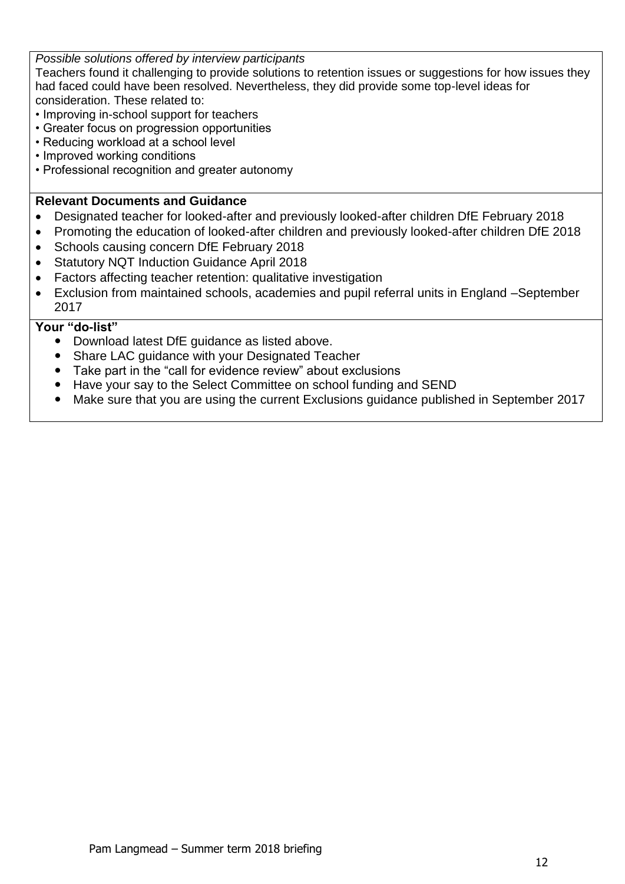*Possible solutions offered by interview participants*

Teachers found it challenging to provide solutions to retention issues or suggestions for how issues they had faced could have been resolved. Nevertheless, they did provide some top-level ideas for consideration. These related to:

- Improving in-school support for teachers
- Greater focus on progression opportunities
- Reducing workload at a school level
- Improved working conditions
- Professional recognition and greater autonomy

**Relevant Documents and Guidance**

- Designated teacher for looked-after and previously looked-after children DfE February 2018
- Promoting the education of looked-after children and previously looked-after children DfE 2018
- Schools causing concern DfE February 2018
- Statutory NQT Induction Guidance April 2018
- Factors affecting teacher retention: qualitative investigation
- Exclusion from maintained schools, academies and pupil referral units in England –September 2017

**Your "do-list"**

- Download latest DfE guidance as listed above.
- Share LAC guidance with your Designated Teacher
- Take part in the "call for evidence review" about exclusions
- Have your say to the Select Committee on school funding and SEND
- Make sure that you are using the current Exclusions guidance published in September 2017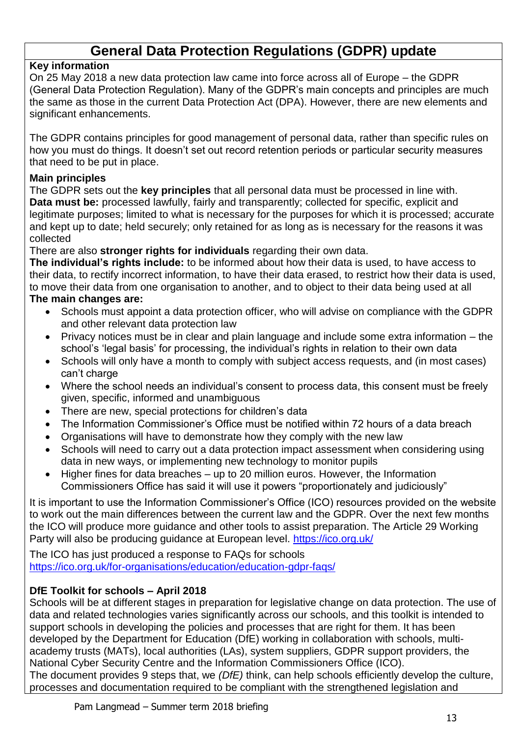# General Data Protection Regulations (GDPR) update

**Key information**

On 25 May 2018 a new data protection law came into force across all of Europe – the GDPR (General Data Protection Regulation). Many of the GDPR's main concepts and principles are much the same as those in the current Data Protection Act (DPA). However, there are new elements and significant enhancements.

The GDPR contains principles for good management of personal data, rather than specific rules on how you must do things. It doesn't set out record retention periods or particular security measures that need to be put in place.

**Main principles**

The GDPR sets out the **key principles** that all personal data must be processed in line with.
**Data must be:** processed lawfully, fairly and transparently; collected for specific, explicit and legitimate purposes; limited to what is necessary for the purposes for which it is processed; accurate and kept up to date; held securely; only retained for as long as is necessary for the reasons it was collected

There are also **stronger rights for individuals** regarding their own data.
**The individual's rights include:** to be informed about how their data is used, to have access to their data, to rectify incorrect information, to have their data erased, to restrict how their data is used, to move their data from one organisation to another, and to object to their data being used at all

**The main changes are:**

- Schools must appoint a data protection officer, who will advise on compliance with the GDPR and other relevant data protection law
- Privacy notices must be in clear and plain language and include some extra information – the school's 'legal basis' for processing, the individual's rights in relation to their own data
- Schools will only have a month to comply with subject access requests, and (in most cases) can't charge
- Where the school needs an individual's consent to process data, this consent must be freely given, specific, informed and unambiguous
- There are new, special protections for children's data
- The Information Commissioner's Office must be notified within 72 hours of a data breach
- Organisations will have to demonstrate how they comply with the new law
- Schools will need to carry out a data protection impact assessment when considering using data in new ways, or implementing new technology to monitor pupils
- Higher fines for data breaches – up to 20 million euros. However, the Information Commissioners Office has said it will use it powers "proportionately and judiciously"

It is important to use the Information Commissioner's Office (ICO) resources provided on the website to work out the main differences between the current law and the GDPR. Over the next few months the ICO will produce more guidance and other tools to assist preparation. The Article 29 Working Party will also be producing guidance at European level. https://ico.org.uk/

The ICO has just produced a response to FAQs for schools
https://ico.org.uk/for-organisations/education/education-gdpr-faqs/

**DfE Toolkit for schools – April 2018**

Schools will be at different stages in preparation for legislative change on data protection. The use of data and related technologies varies significantly across our schools, and this toolkit is intended to support schools in developing the policies and processes that are right for them. It has been developed by the Department for Education (DfE) working in collaboration with schools, multi-academy trusts (MATs), local authorities (LAs), system suppliers, GDPR support providers, the National Cyber Security Centre and the Information Commissioners Office (ICO).
The document provides 9 steps that, we *(DfE)* think, can help schools efficiently develop the culture, processes and documentation required to be compliant with the strengthened legislation and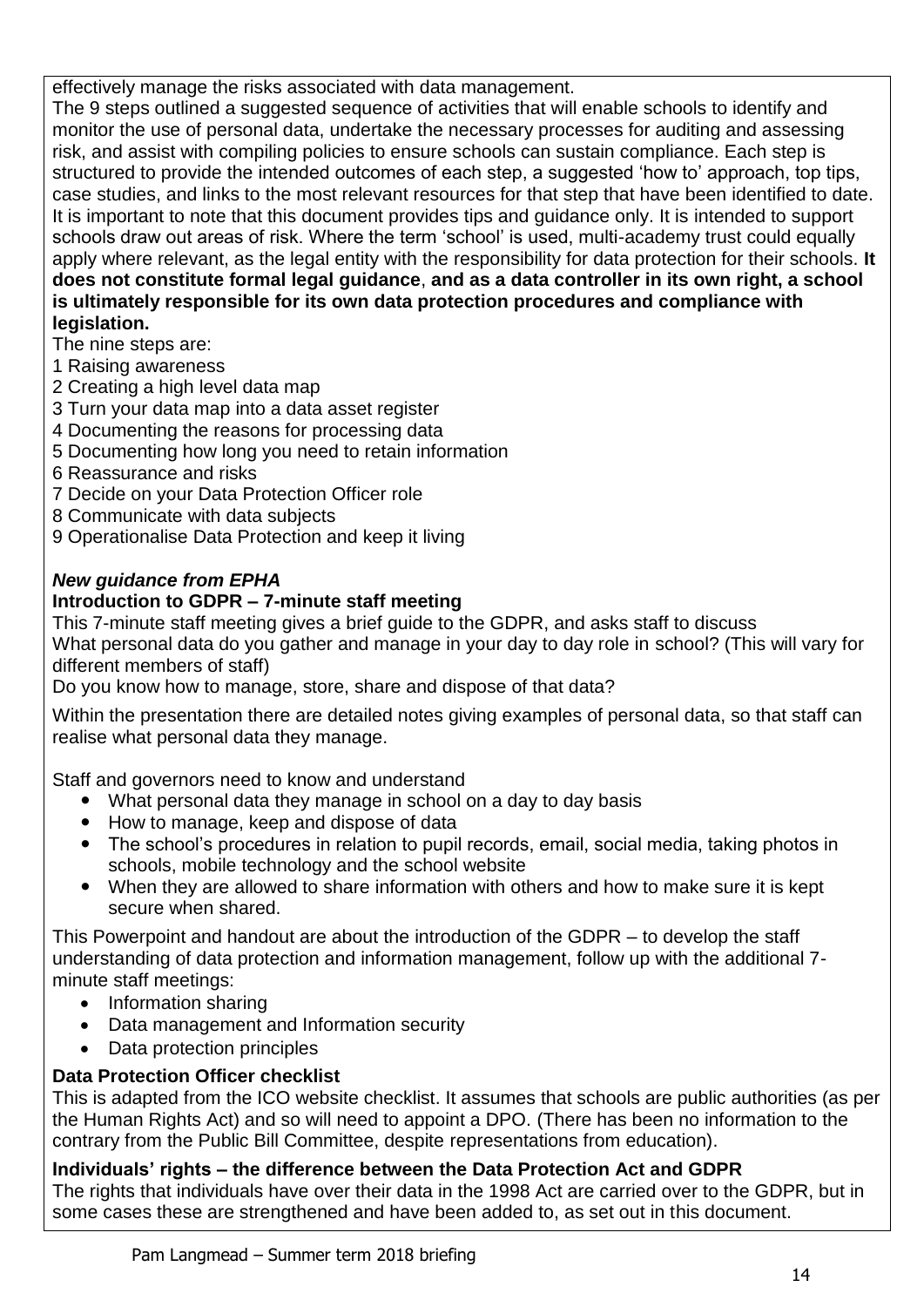effectively manage the risks associated with data management.

The 9 steps outlined a suggested sequence of activities that will enable schools to identify and monitor the use of personal data, undertake the necessary processes for auditing and assessing risk, and assist with compiling policies to ensure schools can sustain compliance. Each step is structured to provide the intended outcomes of each step, a suggested 'how to' approach, top tips, case studies, and links to the most relevant resources for that step that have been identified to date.

It is important to note that this document provides tips and guidance only. It is intended to support schools draw out areas of risk. Where the term 'school' is used, multi-academy trust could equally apply where relevant, as the legal entity with the responsibility for data protection for their schools. **It does not constitute formal legal guidance**, **and as a data controller in its own right, a school is ultimately responsible for its own data protection procedures and compliance with legislation.**

The nine steps are:

1 Raising awareness
2 Creating a high level data map
3 Turn your data map into a data asset register
4 Documenting the reasons for processing data
5 Documenting how long you need to retain information
6 Reassurance and risks
7 Decide on your Data Protection Officer role
8 Communicate with data subjects
9 Operationalise Data Protection and keep it living

***New guidance from EPHA***

**Introduction to GDPR – 7-minute staff meeting**

This 7-minute staff meeting gives a brief guide to the GDPR, and asks staff to discuss
What personal data do you gather and manage in your day to day role in school? (This will vary for different members of staff)
Do you know how to manage, store, share and dispose of that data?

Within the presentation there are detailed notes giving examples of personal data, so that staff can realise what personal data they manage.

Staff and governors need to know and understand

- What personal data they manage in school on a day to day basis
- How to manage, keep and dispose of data
- The school's procedures in relation to pupil records, email, social media, taking photos in schools, mobile technology and the school website
- When they are allowed to share information with others and how to make sure it is kept secure when shared.

This Powerpoint and handout are about the introduction of the GDPR – to develop the staff understanding of data protection and information management, follow up with the additional 7-minute staff meetings:

- Information sharing
- Data management and Information security
- Data protection principles

**Data Protection Officer checklist**

This is adapted from the ICO website checklist. It assumes that schools are public authorities (as per the Human Rights Act) and so will need to appoint a DPO. (There has been no information to the contrary from the Public Bill Committee, despite representations from education).

**Individuals' rights – the difference between the Data Protection Act and GDPR**

The rights that individuals have over their data in the 1998 Act are carried over to the GDPR, but in some cases these are strengthened and have been added to, as set out in this document.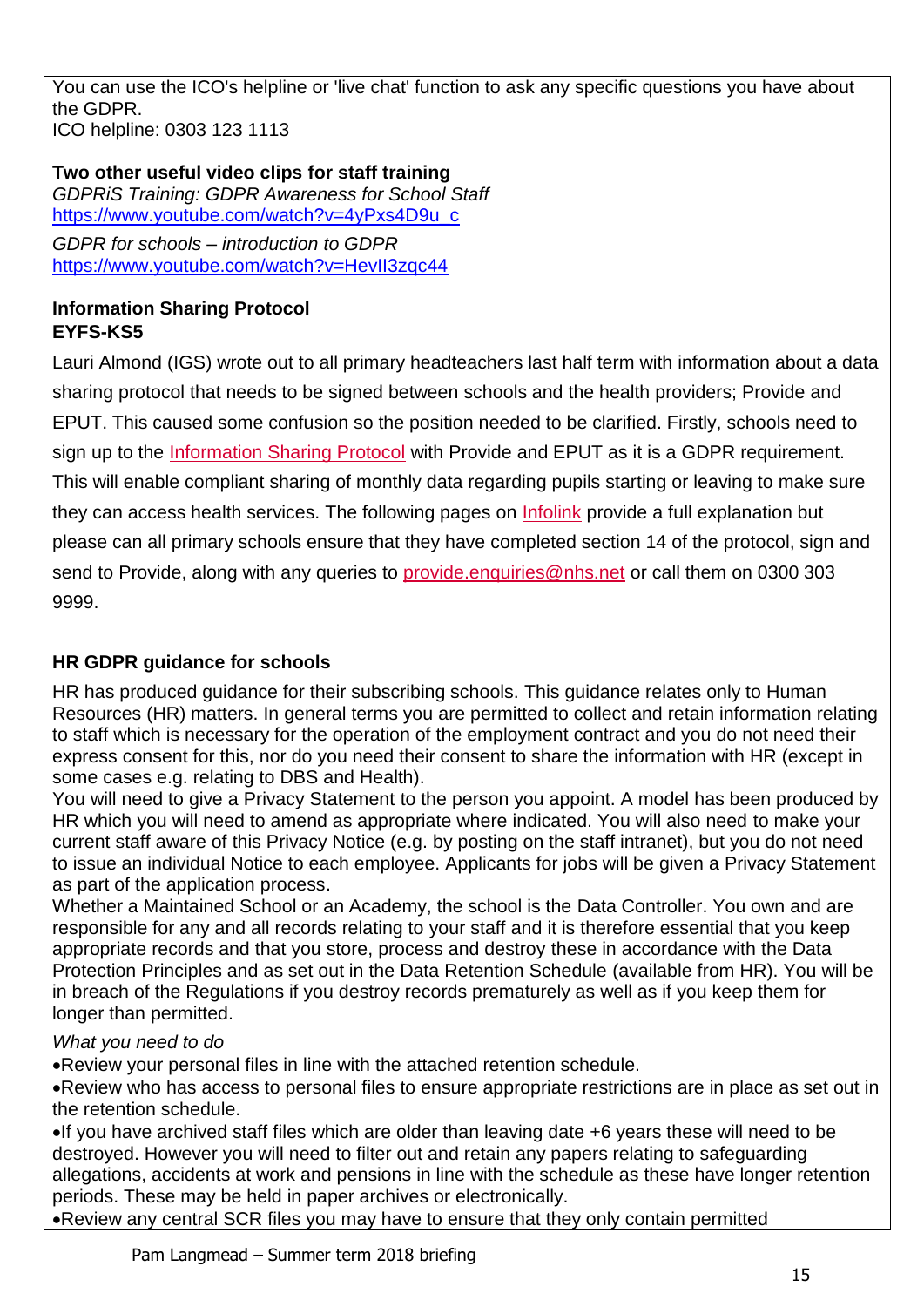You can use the ICO's helpline or 'live chat' function to ask any specific questions you have about the GDPR.
ICO helpline: 0303 123 1113

**Two other useful video clips for staff training**
*GDPRiS Training: GDPR Awareness for School Staff*
https://www.youtube.com/watch?v=4yPxs4D9u_c

*GDPR for schools – introduction to GDPR*
https://www.youtube.com/watch?v=HevlI3zqc44

**Information Sharing Protocol**
**EYFS-KS5**

Lauri Almond (IGS) wrote out to all primary headteachers last half term with information about a data sharing protocol that needs to be signed between schools and the health providers; Provide and EPUT. This caused some confusion so the position needed to be clarified. Firstly, schools need to sign up to the Information Sharing Protocol with Provide and EPUT as it is a GDPR requirement. This will enable compliant sharing of monthly data regarding pupils starting or leaving to make sure they can access health services. The following pages on Infolink provide a full explanation but please can all primary schools ensure that they have completed section 14 of the protocol, sign and send to Provide, along with any queries to provide.enquiries@nhs.net or call them on 0300 303 9999.

**HR GDPR guidance for schools**

HR has produced guidance for their subscribing schools. This guidance relates only to Human Resources (HR) matters. In general terms you are permitted to collect and retain information relating to staff which is necessary for the operation of the employment contract and you do not need their express consent for this, nor do you need their consent to share the information with HR (except in some cases e.g. relating to DBS and Health).

You will need to give a Privacy Statement to the person you appoint. A model has been produced by HR which you will need to amend as appropriate where indicated. You will also need to make your current staff aware of this Privacy Notice (e.g. by posting on the staff intranet), but you do not need to issue an individual Notice to each employee. Applicants for jobs will be given a Privacy Statement as part of the application process.

Whether a Maintained School or an Academy, the school is the Data Controller. You own and are responsible for any and all records relating to your staff and it is therefore essential that you keep appropriate records and that you store, process and destroy these in accordance with the Data Protection Principles and as set out in the Data Retention Schedule (available from HR). You will be in breach of the Regulations if you destroy records prematurely as well as if you keep them for longer than permitted.

*What you need to do*

- Review your personal files in line with the attached retention schedule.
- Review who has access to personal files to ensure appropriate restrictions are in place as set out in the retention schedule.
- If you have archived staff files which are older than leaving date +6 years these will need to be destroyed. However you will need to filter out and retain any papers relating to safeguarding allegations, accidents at work and pensions in line with the schedule as these have longer retention periods. These may be held in paper archives or electronically.
- Review any central SCR files you may have to ensure that they only contain permitted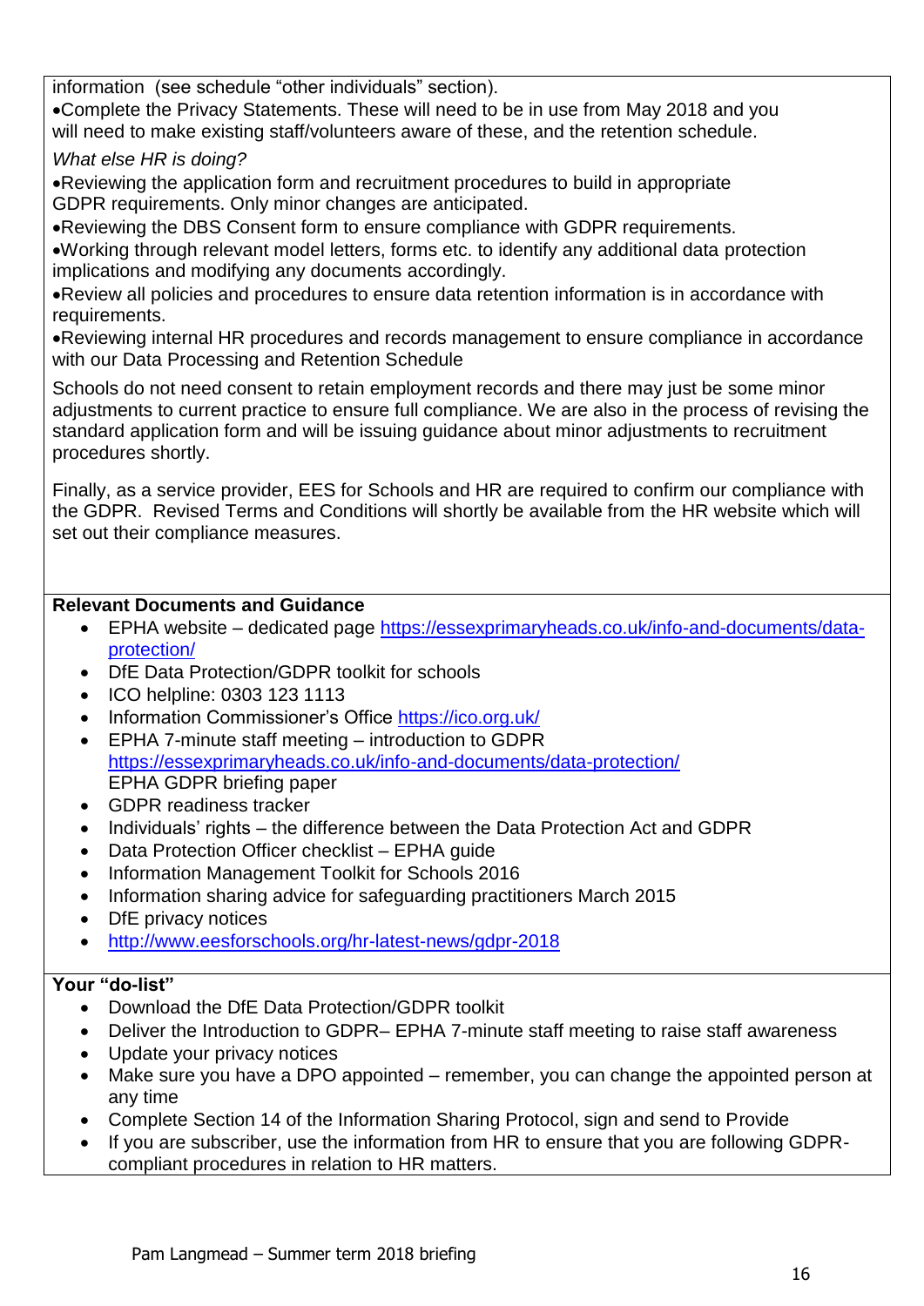information (see schedule "other individuals" section).

- Complete the Privacy Statements. These will need to be in use from May 2018 and you will need to make existing staff/volunteers aware of these, and the retention schedule.

*What else HR is doing?*

- Reviewing the application form and recruitment procedures to build in appropriate GDPR requirements. Only minor changes are anticipated.
- Reviewing the DBS Consent form to ensure compliance with GDPR requirements.
- Working through relevant model letters, forms etc. to identify any additional data protection implications and modifying any documents accordingly.
- Review all policies and procedures to ensure data retention information is in accordance with requirements.
- Reviewing internal HR procedures and records management to ensure compliance in accordance with our Data Processing and Retention Schedule

Schools do not need consent to retain employment records and there may just be some minor adjustments to current practice to ensure full compliance. We are also in the process of revising the standard application form and will be issuing guidance about minor adjustments to recruitment procedures shortly.

Finally, as a service provider, EES for Schools and HR are required to confirm our compliance with the GDPR. Revised Terms and Conditions will shortly be available from the HR website which will set out their compliance measures.

**Relevant Documents and Guidance**

- EPHA website – dedicated page https://essexprimaryheads.co.uk/info-and-documents/data-protection/
- DfE Data Protection/GDPR toolkit for schools
- ICO helpline: 0303 123 1113
- Information Commissioner's Office https://ico.org.uk/
- EPHA 7-minute staff meeting – introduction to GDPR https://essexprimaryheads.co.uk/info-and-documents/data-protection/ EPHA GDPR briefing paper
- GDPR readiness tracker
- Individuals' rights – the difference between the Data Protection Act and GDPR
- Data Protection Officer checklist – EPHA guide
- Information Management Toolkit for Schools 2016
- Information sharing advice for safeguarding practitioners March 2015
- DfE privacy notices
- http://www.eesforschools.org/hr-latest-news/gdpr-2018

**Your "do-list"**

- Download the DfE Data Protection/GDPR toolkit
- Deliver the Introduction to GDPR– EPHA 7-minute staff meeting to raise staff awareness
- Update your privacy notices
- Make sure you have a DPO appointed – remember, you can change the appointed person at any time
- Complete Section 14 of the Information Sharing Protocol, sign and send to Provide
- If you are subscriber, use the information from HR to ensure that you are following GDPR-compliant procedures in relation to HR matters.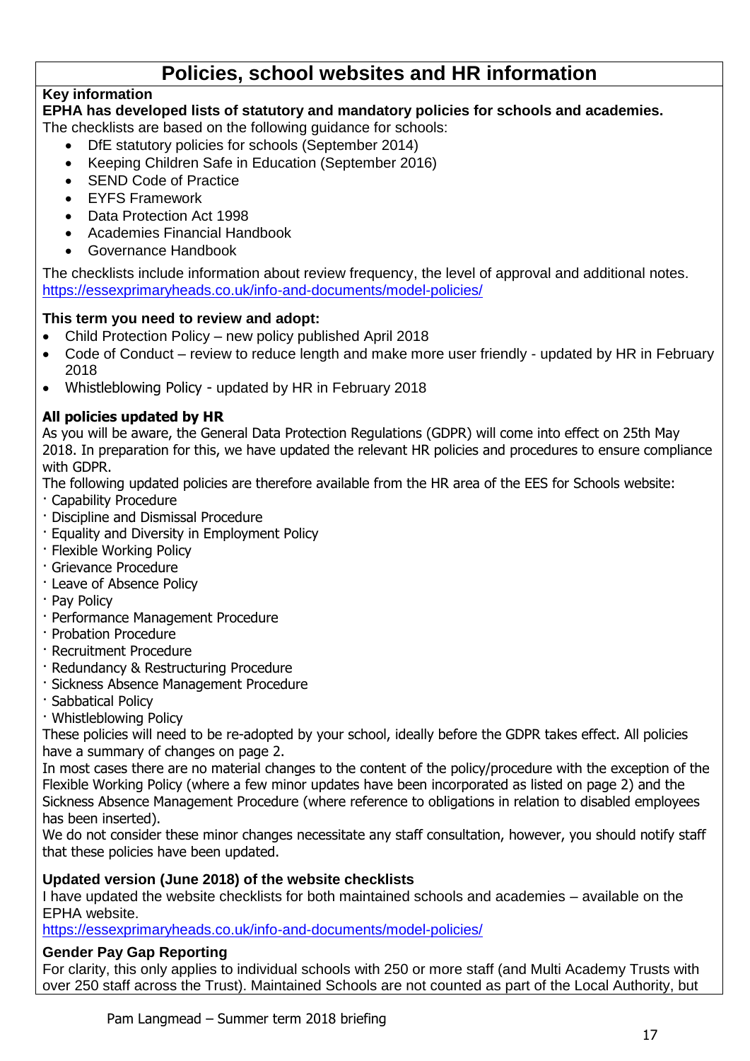# Policies, school websites and HR information

**Key information**

**EPHA has developed lists of statutory and mandatory policies for schools and academies.**

The checklists are based on the following guidance for schools:

- DfE statutory policies for schools (September 2014)
- Keeping Children Safe in Education (September 2016)
- SEND Code of Practice
- EYFS Framework
- Data Protection Act 1998
- Academies Financial Handbook
- Governance Handbook

The checklists include information about review frequency, the level of approval and additional notes.
https://essexprimaryheads.co.uk/info-and-documents/model-policies/

**This term you need to review and adopt:**

- Child Protection Policy – new policy published April 2018
- Code of Conduct – review to reduce length and make more user friendly - updated by HR in February 2018
- Whistleblowing Policy - updated by HR in February 2018

**All policies updated by HR**

As you will be aware, the General Data Protection Regulations (GDPR) will come into effect on 25th May 2018. In preparation for this, we have updated the relevant HR policies and procedures to ensure compliance with GDPR.

The following updated policies are therefore available from the HR area of the EES for Schools website:

- Capability Procedure
- Discipline and Dismissal Procedure
- Equality and Diversity in Employment Policy
- Flexible Working Policy
- Grievance Procedure
- Leave of Absence Policy
- Pay Policy
- Performance Management Procedure
- Probation Procedure
- Recruitment Procedure
- Redundancy & Restructuring Procedure
- Sickness Absence Management Procedure
- Sabbatical Policy
- Whistleblowing Policy

These policies will need to be re-adopted by your school, ideally before the GDPR takes effect. All policies have a summary of changes on page 2.

In most cases there are no material changes to the content of the policy/procedure with the exception of the Flexible Working Policy (where a few minor updates have been incorporated as listed on page 2) and the Sickness Absence Management Procedure (where reference to obligations in relation to disabled employees has been inserted).

We do not consider these minor changes necessitate any staff consultation, however, you should notify staff that these policies have been updated.

**Updated version (June 2018) of the website checklists**

I have updated the website checklists for both maintained schools and academies – available on the EPHA website.

https://essexprimaryheads.co.uk/info-and-documents/model-policies/

**Gender Pay Gap Reporting**

For clarity, this only applies to individual schools with 250 or more staff (and Multi Academy Trusts with over 250 staff across the Trust). Maintained Schools are not counted as part of the Local Authority, but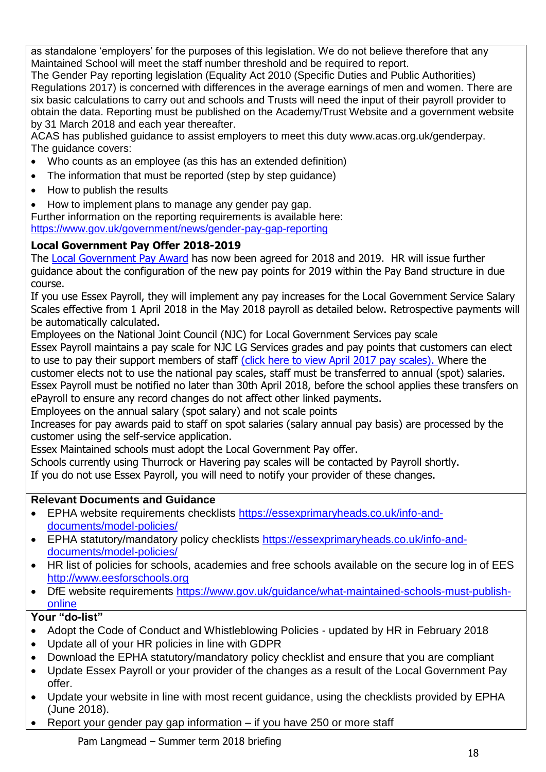as standalone 'employers' for the purposes of this legislation. We do not believe therefore that any Maintained School will meet the staff number threshold and be required to report.

The Gender Pay reporting legislation (Equality Act 2010 (Specific Duties and Public Authorities) Regulations 2017) is concerned with differences in the average earnings of men and women. There are six basic calculations to carry out and schools and Trusts will need the input of their payroll provider to obtain the data. Reporting must be published on the Academy/Trust Website and a government website by 31 March 2018 and each year thereafter.

ACAS has published guidance to assist employers to meet this duty www.acas.org.uk/genderpay.

The guidance covers:

- Who counts as an employee (as this has an extended definition)
- The information that must be reported (step by step guidance)
- How to publish the results
- How to implement plans to manage any gender pay gap.

Further information on the reporting requirements is available here: [https://www.gov.uk/government/news/gender-pay-gap-reporting](https://www.gov.uk/government/news/gender-pay-gap-reporting)

**Local Government Pay Offer 2018-2019**

The [Local Government Pay Award](#) has now been agreed for 2018 and 2019. HR will issue further guidance about the configuration of the new pay points for 2019 within the Pay Band structure in due course.

If you use Essex Payroll, they will implement any pay increases for the Local Government Service Salary Scales effective from 1 April 2018 in the May 2018 payroll as detailed below. Retrospective payments will be automatically calculated.

Employees on the National Joint Council (NJC) for Local Government Services pay scale

Essex Payroll maintains a pay scale for NJC LG Services grades and pay points that customers can elect to use to pay their support members of staff [(click here to view April 2017 pay scales).](#) Where the customer elects not to use the national pay scales, staff must be transferred to annual (spot) salaries. Essex Payroll must be notified no later than 30th April 2018, before the school applies these transfers on ePayroll to ensure any record changes do not affect other linked payments.

Employees on the annual salary (spot salary) and not scale points

Increases for pay awards paid to staff on spot salaries (salary annual pay basis) are processed by the customer using the self-service application.

Essex Maintained schools must adopt the Local Government Pay offer.

Schools currently using Thurrock or Havering pay scales will be contacted by Payroll shortly.

If you do not use Essex Payroll, you will need to notify your provider of these changes.

**Relevant Documents and Guidance**

- EPHA website requirements checklists [https://essexprimaryheads.co.uk/info-and-documents/model-policies/](https://essexprimaryheads.co.uk/info-and-documents/model-policies/)
- EPHA statutory/mandatory policy checklists [https://essexprimaryheads.co.uk/info-and-documents/model-policies/](https://essexprimaryheads.co.uk/info-and-documents/model-policies/)
- HR list of policies for schools, academies and free schools available on the secure log in of EES [http://www.eesforschools.org](http://www.eesforschools.org)
- DfE website requirements [https://www.gov.uk/guidance/what-maintained-schools-must-publish-online](https://www.gov.uk/guidance/what-maintained-schools-must-publish-online)

**Your "do-list"**

- Adopt the Code of Conduct and Whistleblowing Policies - updated by HR in February 2018
- Update all of your HR policies in line with GDPR
- Download the EPHA statutory/mandatory policy checklist and ensure that you are compliant
- Update Essex Payroll or your provider of the changes as a result of the Local Government Pay offer.
- Update your website in line with most recent guidance, using the checklists provided by EPHA (June 2018).
- Report your gender pay gap information – if you have 250 or more staff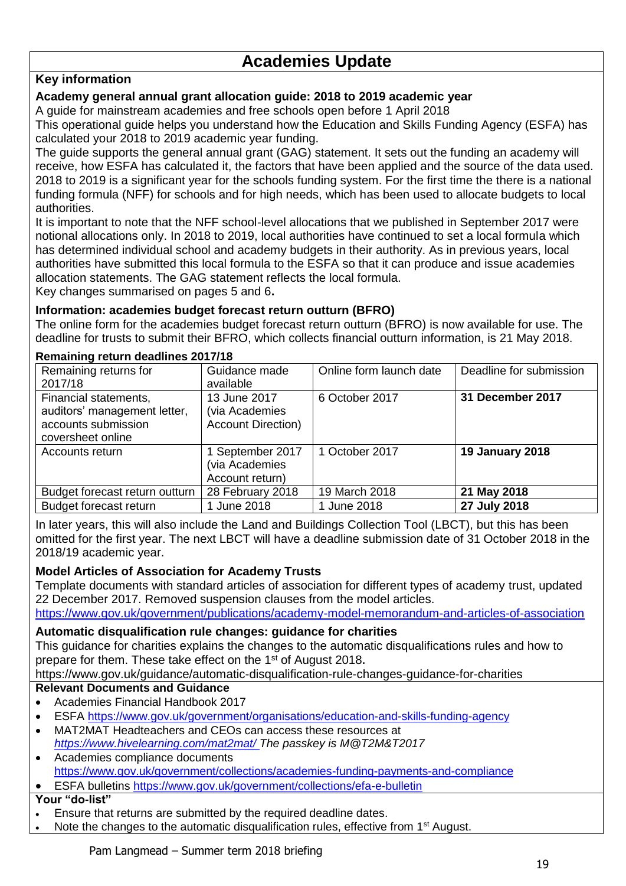# Academies Update

## Key information

### Academy general annual grant allocation guide: 2018 to 2019 academic year

A guide for mainstream academies and free schools open before 1 April 2018

This operational guide helps you understand how the Education and Skills Funding Agency (ESFA) has calculated your 2018 to 2019 academic year funding.

The guide supports the general annual grant (GAG) statement. It sets out the funding an academy will receive, how ESFA has calculated it, the factors that have been applied and the source of the data used. 2018 to 2019 is a significant year for the schools funding system. For the first time the there is a national funding formula (NFF) for schools and for high needs, which has been used to allocate budgets to local authorities.

It is important to note that the NFF school-level allocations that we published in September 2017 were notional allocations only. In 2018 to 2019, local authorities have continued to set a local formula which has determined individual school and academy budgets in their authority. As in previous years, local authorities have submitted this local formula to the ESFA so that it can produce and issue academies allocation statements. The GAG statement reflects the local formula.

Key changes summarised on pages 5 and 6**.**

### Information: academies budget forecast return outturn (BFRO)

The online form for the academies budget forecast return outturn (BFRO) is now available for use. The deadline for trusts to submit their BFRO, which collects financial outturn information, is 21 May 2018.

**Remaining return deadlines 2017/18**

| Remaining returns for 2017/18 | Guidance made available | Online form launch date | Deadline for submission |
|---|---|---|---|
| Financial statements, auditors' management letter, accounts submission coversheet online | 13 June 2017 (via Academies Account Direction) | 6 October 2017 | **31 December 2017** |
| Accounts return | 1 September 2017 (via Academies Account return) | 1 October 2017 | **19 January 2018** |
| Budget forecast return outturn | 28 February 2018 | 19 March 2018 | **21 May 2018** |
| Budget forecast return | 1 June 2018 | 1 June 2018 | **27 July 2018** |

In later years, this will also include the Land and Buildings Collection Tool (LBCT), but this has been omitted for the first year. The next LBCT will have a deadline submission date of 31 October 2018 in the 2018/19 academic year.

### Model Articles of Association for Academy Trusts

Template documents with standard articles of association for different types of academy trust, updated 22 December 2017. Removed suspension clauses from the model articles.

https://www.gov.uk/government/publications/academy-model-memorandum-and-articles-of-association

### Automatic disqualification rule changes: guidance for charities

This guidance for charities explains the changes to the automatic disqualifications rules and how to prepare for them. These take effect on the 1st of August 2018.

https://www.gov.uk/guidance/automatic-disqualification-rule-changes-guidance-for-charities

## Relevant Documents and Guidance

- Academies Financial Handbook 2017
- ESFA https://www.gov.uk/government/organisations/education-and-skills-funding-agency
- MAT2MAT Headteachers and CEOs can access these resources at *https://www.hivelearning.com/mat2mat/ The passkey is M@T2M&T2017*
- Academies compliance documents https://www.gov.uk/government/collections/academies-funding-payments-and-compliance
- ESFA bulletins https://www.gov.uk/government/collections/efa-e-bulletin

## Your "do-list"

- Ensure that returns are submitted by the required deadline dates.
- Note the changes to the automatic disqualification rules, effective from 1st August.

Pam Langmead – Summer term 2018 briefing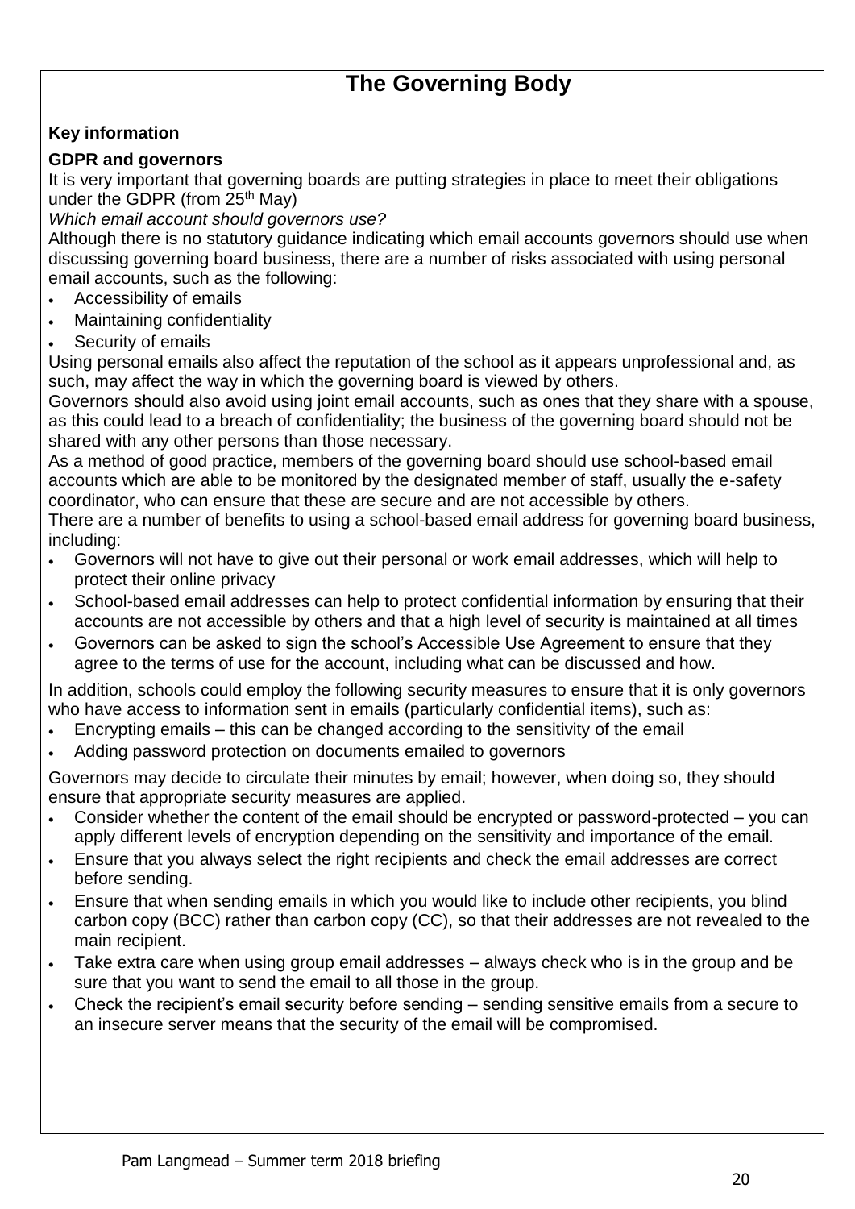# The Governing Body

**Key information**

**GDPR and governors**

It is very important that governing boards are putting strategies in place to meet their obligations under the GDPR (from 25th May)

*Which email account should governors use?*

Although there is no statutory guidance indicating which email accounts governors should use when discussing governing board business, there are a number of risks associated with using personal email accounts, such as the following:

- Accessibility of emails
- Maintaining confidentiality
- Security of emails

Using personal emails also affect the reputation of the school as it appears unprofessional and, as such, may affect the way in which the governing board is viewed by others.

Governors should also avoid using joint email accounts, such as ones that they share with a spouse, as this could lead to a breach of confidentiality; the business of the governing board should not be shared with any other persons than those necessary.

As a method of good practice, members of the governing board should use school-based email accounts which are able to be monitored by the designated member of staff, usually the e-safety coordinator, who can ensure that these are secure and are not accessible by others.

There are a number of benefits to using a school-based email address for governing board business, including:

- Governors will not have to give out their personal or work email addresses, which will help to protect their online privacy
- School-based email addresses can help to protect confidential information by ensuring that their accounts are not accessible by others and that a high level of security is maintained at all times
- Governors can be asked to sign the school's Accessible Use Agreement to ensure that they agree to the terms of use for the account, including what can be discussed and how.

In addition, schools could employ the following security measures to ensure that it is only governors who have access to information sent in emails (particularly confidential items), such as:

- Encrypting emails – this can be changed according to the sensitivity of the email
- Adding password protection on documents emailed to governors

Governors may decide to circulate their minutes by email; however, when doing so, they should ensure that appropriate security measures are applied.

- Consider whether the content of the email should be encrypted or password-protected – you can apply different levels of encryption depending on the sensitivity and importance of the email.
- Ensure that you always select the right recipients and check the email addresses are correct before sending.
- Ensure that when sending emails in which you would like to include other recipients, you blind carbon copy (BCC) rather than carbon copy (CC), so that their addresses are not revealed to the main recipient.
- Take extra care when using group email addresses – always check who is in the group and be sure that you want to send the email to all those in the group.
- Check the recipient's email security before sending – sending sensitive emails from a secure to an insecure server means that the security of the email will be compromised.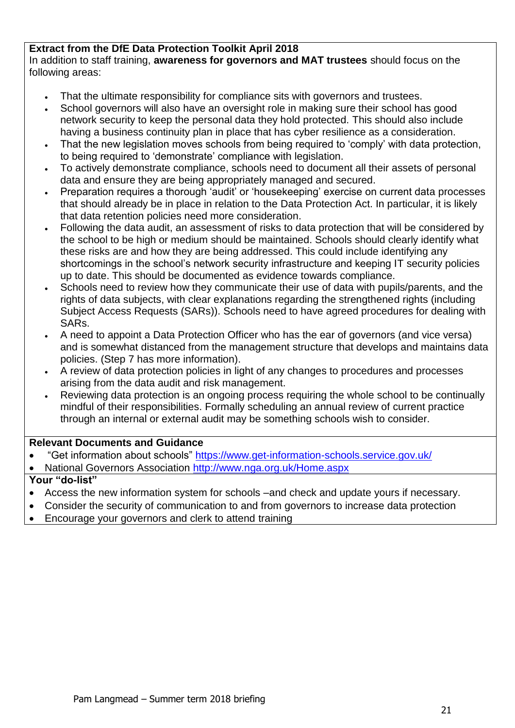**Extract from the DfE Data Protection Toolkit April 2018**

In addition to staff training, **awareness for governors and MAT trustees** should focus on the following areas:

- That the ultimate responsibility for compliance sits with governors and trustees.
- School governors will also have an oversight role in making sure their school has good network security to keep the personal data they hold protected. This should also include having a business continuity plan in place that has cyber resilience as a consideration.
- That the new legislation moves schools from being required to 'comply' with data protection, to being required to 'demonstrate' compliance with legislation.
- To actively demonstrate compliance, schools need to document all their assets of personal data and ensure they are being appropriately managed and secured.
- Preparation requires a thorough 'audit' or 'housekeeping' exercise on current data processes that should already be in place in relation to the Data Protection Act. In particular, it is likely that data retention policies need more consideration.
- Following the data audit, an assessment of risks to data protection that will be considered by the school to be high or medium should be maintained. Schools should clearly identify what these risks are and how they are being addressed. This could include identifying any shortcomings in the school's network security infrastructure and keeping IT security policies up to date. This should be documented as evidence towards compliance.
- Schools need to review how they communicate their use of data with pupils/parents, and the rights of data subjects, with clear explanations regarding the strengthened rights (including Subject Access Requests (SARs)). Schools need to have agreed procedures for dealing with SARs.
- A need to appoint a Data Protection Officer who has the ear of governors (and vice versa) and is somewhat distanced from the management structure that develops and maintains data policies. (Step 7 has more information).
- A review of data protection policies in light of any changes to procedures and processes arising from the data audit and risk management.
- Reviewing data protection is an ongoing process requiring the whole school to be continually mindful of their responsibilities. Formally scheduling an annual review of current practice through an internal or external audit may be something schools wish to consider.

**Relevant Documents and Guidance**

- "Get information about schools" https://www.get-information-schools.service.gov.uk/
- National Governors Association http://www.nga.org.uk/Home.aspx

**Your "do-list"**

- Access the new information system for schools –and check and update yours if necessary.
- Consider the security of communication to and from governors to increase data protection
- Encourage your governors and clerk to attend training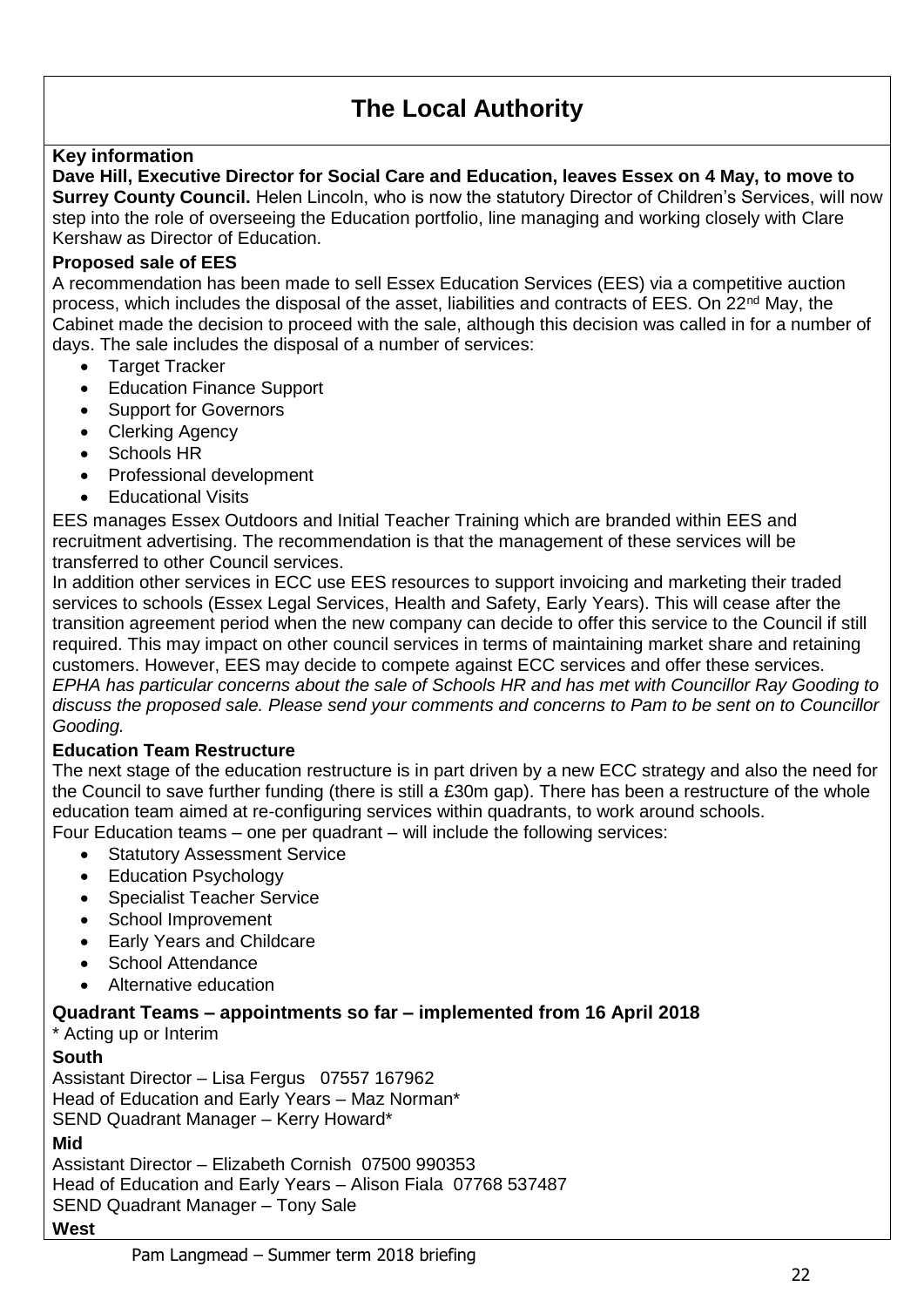# The Local Authority

**Key information**

**Dave Hill, Executive Director for Social Care and Education, leaves Essex on 4 May, to move to Surrey County Council.** Helen Lincoln, who is now the statutory Director of Children's Services, will now step into the role of overseeing the Education portfolio, line managing and working closely with Clare Kershaw as Director of Education.

**Proposed sale of EES**

A recommendation has been made to sell Essex Education Services (EES) via a competitive auction process, which includes the disposal of the asset, liabilities and contracts of EES. On 22nd May, the Cabinet made the decision to proceed with the sale, although this decision was called in for a number of days. The sale includes the disposal of a number of services:

- Target Tracker
- Education Finance Support
- Support for Governors
- Clerking Agency
- Schools HR
- Professional development
- Educational Visits

EES manages Essex Outdoors and Initial Teacher Training which are branded within EES and recruitment advertising. The recommendation is that the management of these services will be transferred to other Council services.

In addition other services in ECC use EES resources to support invoicing and marketing their traded services to schools (Essex Legal Services, Health and Safety, Early Years). This will cease after the transition agreement period when the new company can decide to offer this service to the Council if still required. This may impact on other council services in terms of maintaining market share and retaining customers. However, EES may decide to compete against ECC services and offer these services.

*EPHA has particular concerns about the sale of Schools HR and has met with Councillor Ray Gooding to discuss the proposed sale. Please send your comments and concerns to Pam to be sent on to Councillor Gooding.*

**Education Team Restructure**

The next stage of the education restructure is in part driven by a new ECC strategy and also the need for the Council to save further funding (there is still a £30m gap). There has been a restructure of the whole education team aimed at re-configuring services within quadrants, to work around schools.

Four Education teams – one per quadrant – will include the following services:

- Statutory Assessment Service
- Education Psychology
- Specialist Teacher Service
- School Improvement
- Early Years and Childcare
- School Attendance
- Alternative education

**Quadrant Teams – appointments so far – implemented from 16 April 2018**

* Acting up or Interim

**South**

Assistant Director – Lisa Fergus 07557 167962
Head of Education and Early Years – Maz Norman*
SEND Quadrant Manager – Kerry Howard*

**Mid**

Assistant Director – Elizabeth Cornish 07500 990353
Head of Education and Early Years – Alison Fiala 07768 537487
SEND Quadrant Manager – Tony Sale

**West**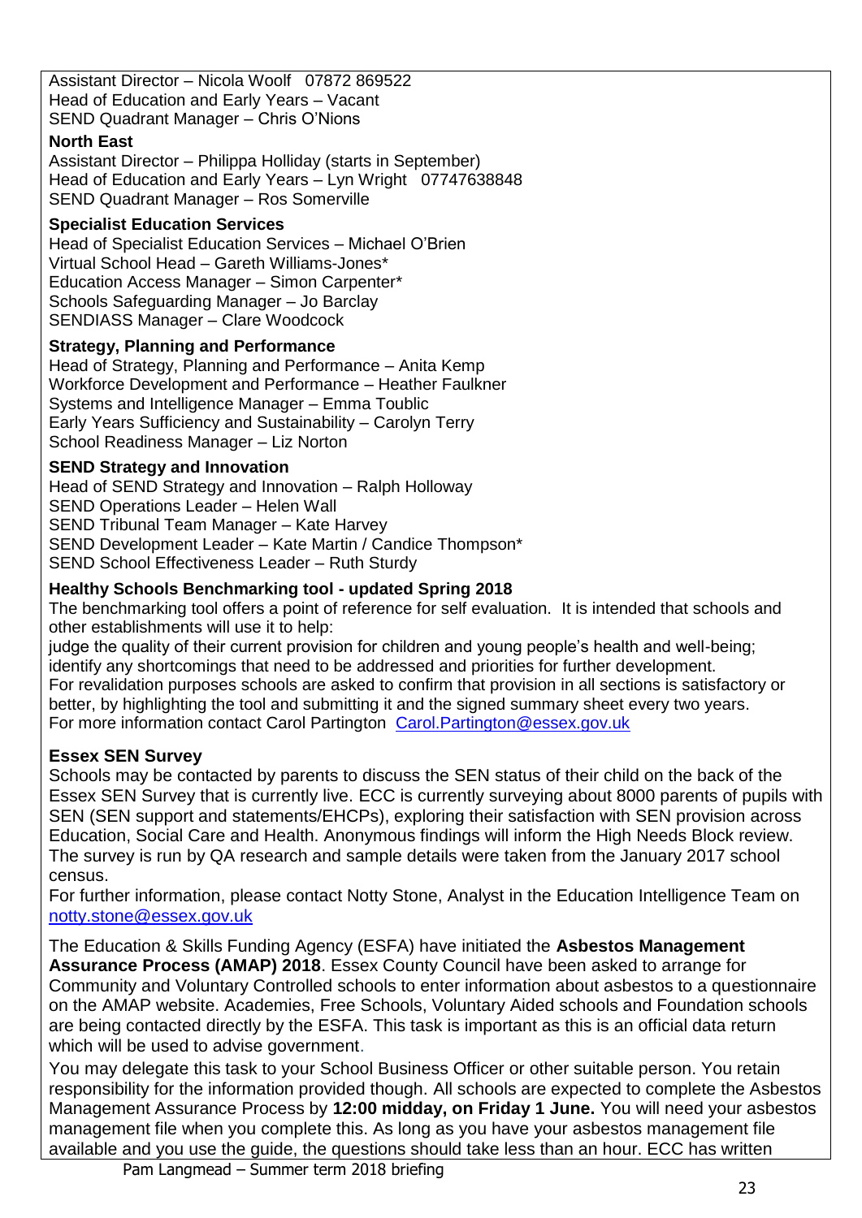Assistant Director – Nicola Woolf 07872 869522
Head of Education and Early Years – Vacant
SEND Quadrant Manager – Chris O'Nions

**North East**

Assistant Director – Philippa Holliday (starts in September)
Head of Education and Early Years – Lyn Wright 07747638848
SEND Quadrant Manager – Ros Somerville

**Specialist Education Services**

Head of Specialist Education Services – Michael O'Brien
Virtual School Head – Gareth Williams-Jones*
Education Access Manager – Simon Carpenter*
Schools Safeguarding Manager – Jo Barclay
SENDIASS Manager – Clare Woodcock

**Strategy, Planning and Performance**

Head of Strategy, Planning and Performance – Anita Kemp
Workforce Development and Performance – Heather Faulkner
Systems and Intelligence Manager – Emma Toublic
Early Years Sufficiency and Sustainability – Carolyn Terry
School Readiness Manager – Liz Norton

**SEND Strategy and Innovation**

Head of SEND Strategy and Innovation – Ralph Holloway
SEND Operations Leader – Helen Wall
SEND Tribunal Team Manager – Kate Harvey
SEND Development Leader – Kate Martin / Candice Thompson*
SEND School Effectiveness Leader – Ruth Sturdy

**Healthy Schools Benchmarking tool - updated Spring 2018**

The benchmarking tool offers a point of reference for self evaluation. It is intended that schools and other establishments will use it to help:
judge the quality of their current provision for children and young people's health and well-being;
identify any shortcomings that need to be addressed and priorities for further development.
For revalidation purposes schools are asked to confirm that provision in all sections is satisfactory or better, by highlighting the tool and submitting it and the signed summary sheet every two years.
For more information contact Carol Partington Carol.Partington@essex.gov.uk

**Essex SEN Survey**

Schools may be contacted by parents to discuss the SEN status of their child on the back of the Essex SEN Survey that is currently live. ECC is currently surveying about 8000 parents of pupils with SEN (SEN support and statements/EHCPs), exploring their satisfaction with SEN provision across Education, Social Care and Health. Anonymous findings will inform the High Needs Block review. The survey is run by QA research and sample details were taken from the January 2017 school census.

For further information, please contact Notty Stone, Analyst in the Education Intelligence Team on notty.stone@essex.gov.uk

The Education & Skills Funding Agency (ESFA) have initiated the **Asbestos Management Assurance Process (AMAP) 2018**. Essex County Council have been asked to arrange for Community and Voluntary Controlled schools to enter information about asbestos to a questionnaire on the AMAP website. Academies, Free Schools, Voluntary Aided schools and Foundation schools are being contacted directly by the ESFA. This task is important as this is an official data return which will be used to advise government.

You may delegate this task to your School Business Officer or other suitable person. You retain responsibility for the information provided though. All schools are expected to complete the Asbestos Management Assurance Process by **12:00 midday, on Friday 1 June.** You will need your asbestos management file when you complete this. As long as you have your asbestos management file available and you use the guide, the questions should take less than an hour. ECC has written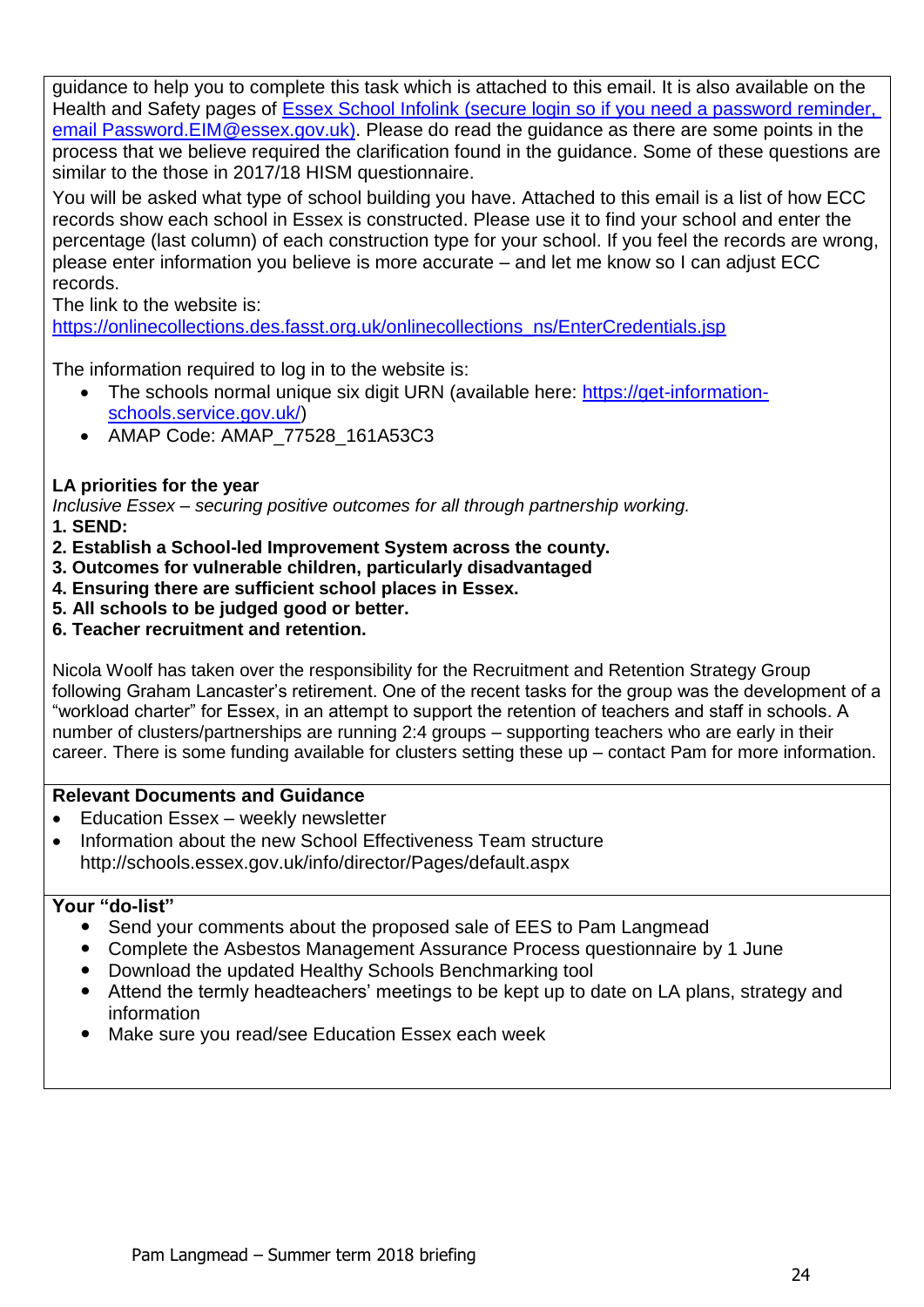guidance to help you to complete this task which is attached to this email. It is also available on the Health and Safety pages of [Essex School Infolink (secure login so if you need a password reminder, email Password.EIM@essex.gov.uk)](). Please do read the guidance as there are some points in the process that we believe required the clarification found in the guidance. Some of these questions are similar to the those in 2017/18 HISM questionnaire.

You will be asked what type of school building you have. Attached to this email is a list of how ECC records show each school in Essex is constructed. Please use it to find your school and enter the percentage (last column) of each construction type for your school. If you feel the records are wrong, please enter information you believe is more accurate – and let me know so I can adjust ECC records.

The link to the website is:
https://onlinecollections.des.fasst.org.uk/onlinecollections_ns/EnterCredentials.jsp

The information required to log in to the website is:

- The schools normal unique six digit URN (available here: https://get-information-schools.service.gov.uk/)
- AMAP Code: AMAP_77528_161A53C3

**LA priorities for the year**

*Inclusive Essex – securing positive outcomes for all through partnership working.*

**1. SEND:**
**2. Establish a School-led Improvement System across the county.**
**3. Outcomes for vulnerable children, particularly disadvantaged**
**4. Ensuring there are sufficient school places in Essex.**
**5. All schools to be judged good or better.**
**6. Teacher recruitment and retention.**

Nicola Woolf has taken over the responsibility for the Recruitment and Retention Strategy Group following Graham Lancaster's retirement. One of the recent tasks for the group was the development of a "workload charter" for Essex, in an attempt to support the retention of teachers and staff in schools. A number of clusters/partnerships are running 2:4 groups – supporting teachers who are early in their career. There is some funding available for clusters setting these up – contact Pam for more information.

**Relevant Documents and Guidance**

- Education Essex – weekly newsletter
- Information about the new School Effectiveness Team structure http://schools.essex.gov.uk/info/director/Pages/default.aspx

**Your "do-list"**

- Send your comments about the proposed sale of EES to Pam Langmead
- Complete the Asbestos Management Assurance Process questionnaire by 1 June
- Download the updated Healthy Schools Benchmarking tool
- Attend the termly headteachers' meetings to be kept up to date on LA plans, strategy and information
- Make sure you read/see Education Essex each week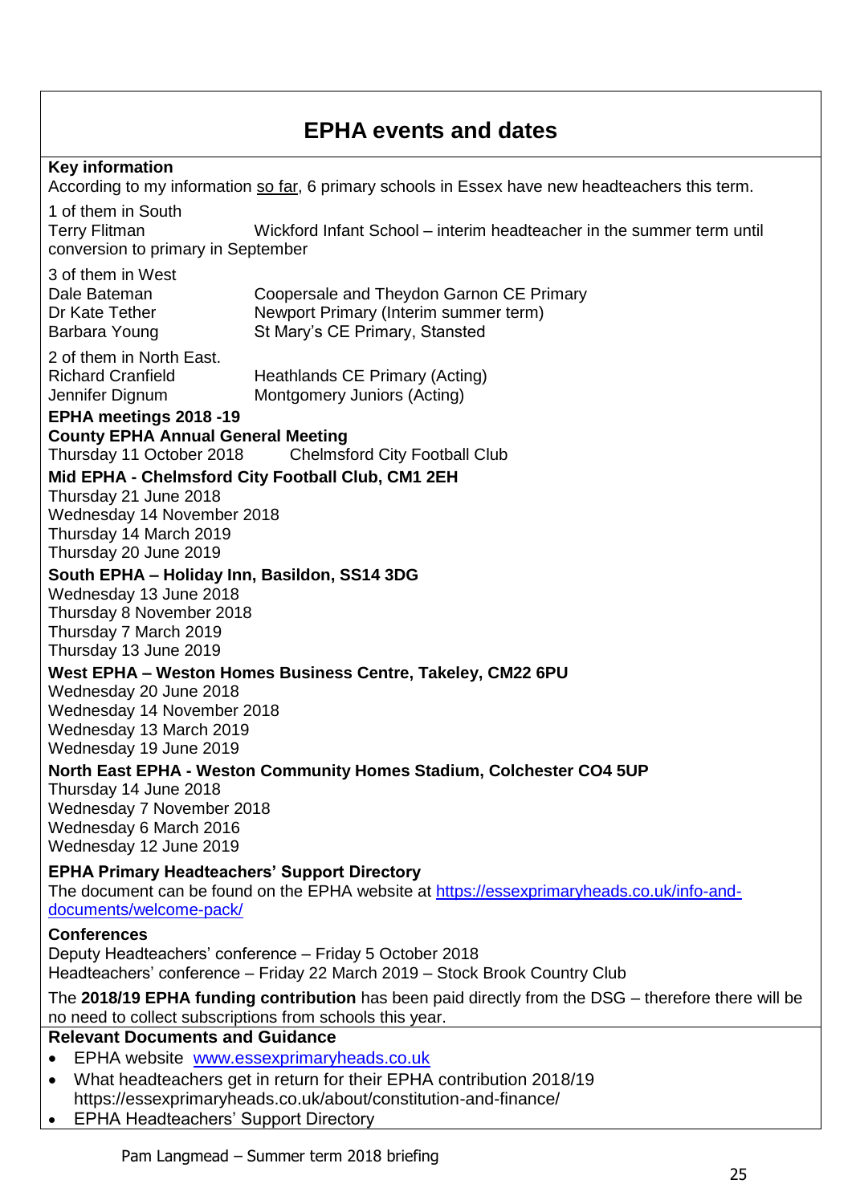# EPHA events and dates

**Key information**

According to my information so far, 6 primary schools in Essex have new headteachers this term.

1 of them in South

| | |
|---|---|
| Terry Flitman | Wickford Infant School – interim headteacher in the summer term until conversion to primary in September |

3 of them in West

| | |
|---|---|
| Dale Bateman | Coopersale and Theydon Garnon CE Primary |
| Dr Kate Tether | Newport Primary (Interim summer term) |
| Barbara Young | St Mary's CE Primary, Stansted |

2 of them in North East.

| | |
|---|---|
| Richard Cranfield | Heathlands CE Primary (Acting) |
| Jennifer Dignum | Montgomery Juniors (Acting) |

**EPHA meetings 2018 -19**

**County EPHA Annual General Meeting**

Thursday 11 October 2018 Chelmsford City Football Club

**Mid EPHA - Chelmsford City Football Club, CM1 2EH**

Thursday 21 June 2018
Wednesday 14 November 2018
Thursday 14 March 2019
Thursday 20 June 2019

**South EPHA – Holiday Inn, Basildon, SS14 3DG**

Wednesday 13 June 2018
Thursday 8 November 2018
Thursday 7 March 2019
Thursday 13 June 2019

**West EPHA – Weston Homes Business Centre, Takeley, CM22 6PU**

Wednesday 20 June 2018
Wednesday 14 November 2018
Wednesday 13 March 2019
Wednesday 19 June 2019

**North East EPHA - Weston Community Homes Stadium, Colchester CO4 5UP**

Thursday 14 June 2018
Wednesday 7 November 2018
Wednesday 6 March 2016
Wednesday 12 June 2019

**EPHA Primary Headteachers' Support Directory**

The document can be found on the EPHA website at https://essexprimaryheads.co.uk/info-and-documents/welcome-pack/

**Conferences**

Deputy Headteachers' conference – Friday 5 October 2018
Headteachers' conference – Friday 22 March 2019 – Stock Brook Country Club

The **2018/19 EPHA funding contribution** has been paid directly from the DSG – therefore there will be no need to collect subscriptions from schools this year.

**Relevant Documents and Guidance**

- EPHA website www.essexprimaryheads.co.uk
- What headteachers get in return for their EPHA contribution 2018/19 https://essexprimaryheads.co.uk/about/constitution-and-finance/
- EPHA Headteachers' Support Directory

Pam Langmead – Summer term 2018 briefing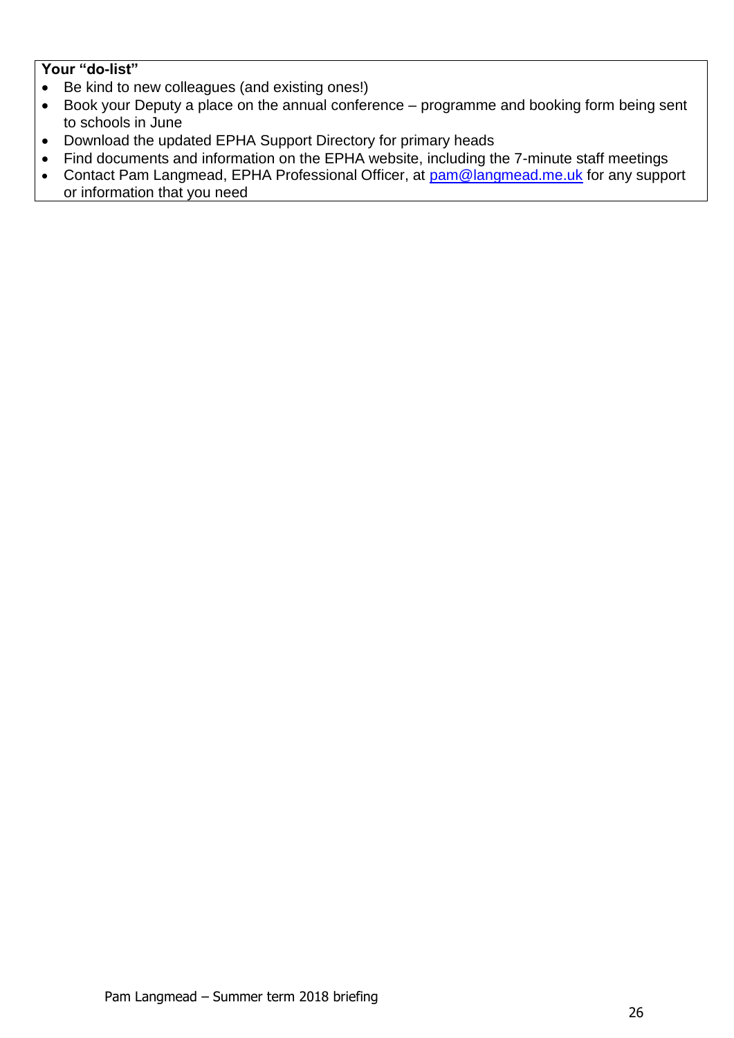**Your "do-list"**

- Be kind to new colleagues (and existing ones!)
- Book your Deputy a place on the annual conference – programme and booking form being sent to schools in June
- Download the updated EPHA Support Directory for primary heads
- Find documents and information on the EPHA website, including the 7-minute staff meetings
- Contact Pam Langmead, EPHA Professional Officer, at pam@langmead.me.uk for any support or information that you need